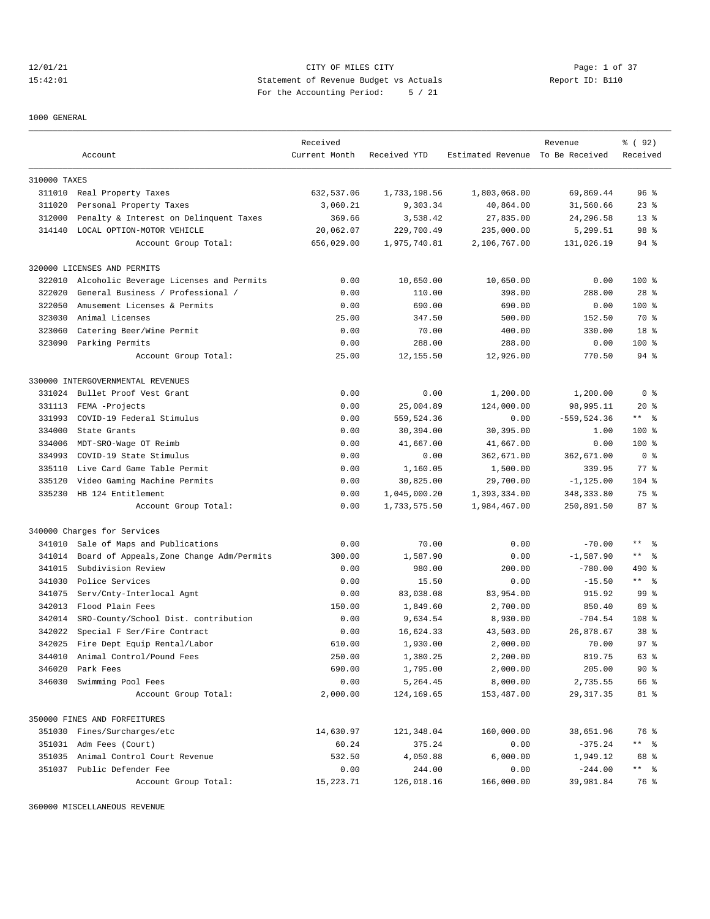12/01/21 CITY OF MILES CITY
15:42:01 Statement of Revenue Budget vs Actuals Report ID: B110
For the Accounting Period: 5 / 21

1000 GENERAL

| | Account | Received Current Month | Received YTD | Estimated Revenue | Revenue To Be Received | % ( 92) Received |
|---|---|---|---|---|---|---|
| **310000 TAXES** | | | | | | |
| 311010 | Real Property Taxes | 632,537.06 | 1,733,198.56 | 1,803,068.00 | 69,869.44 | 96 % |
| 311020 | Personal Property Taxes | 3,060.21 | 9,303.34 | 40,864.00 | 31,560.66 | 23 % |
| 312000 | Penalty & Interest on Delinquent Taxes | 369.66 | 3,538.42 | 27,835.00 | 24,296.58 | 13 % |
| 314140 | LOCAL OPTION-MOTOR VEHICLE | 20,062.07 | 229,700.49 | 235,000.00 | 5,299.51 | 98 % |
| | Account Group Total: | 656,029.00 | 1,975,740.81 | 2,106,767.00 | 131,026.19 | 94 % |
| **320000 LICENSES AND PERMITS** | | | | | | |
| 322010 | Alcoholic Beverage Licenses and Permits | 0.00 | 10,650.00 | 10,650.00 | 0.00 | 100 % |
| 322020 | General Business / Professional / | 0.00 | 110.00 | 398.00 | 288.00 | 28 % |
| 322050 | Amusement Licenses & Permits | 0.00 | 690.00 | 690.00 | 0.00 | 100 % |
| 323030 | Animal Licenses | 25.00 | 347.50 | 500.00 | 152.50 | 70 % |
| 323060 | Catering Beer/Wine Permit | 0.00 | 70.00 | 400.00 | 330.00 | 18 % |
| 323090 | Parking Permits | 0.00 | 288.00 | 288.00 | 0.00 | 100 % |
| | Account Group Total: | 25.00 | 12,155.50 | 12,926.00 | 770.50 | 94 % |
| **330000 INTERGOVERNMENTAL REVENUES** | | | | | | |
| 331024 | Bullet Proof Vest Grant | 0.00 | 0.00 | 1,200.00 | 1,200.00 | 0 % |
| 331113 | FEMA -Projects | 0.00 | 25,004.89 | 124,000.00 | 98,995.11 | 20 % |
| 331993 | COVID-19 Federal Stimulus | 0.00 | 559,524.36 | 0.00 | -559,524.36 | ** % |
| 334000 | State Grants | 0.00 | 30,394.00 | 30,395.00 | 1.00 | 100 % |
| 334006 | MDT-SRO-Wage OT Reimb | 0.00 | 41,667.00 | 41,667.00 | 0.00 | 100 % |
| 334993 | COVID-19 State Stimulus | 0.00 | 0.00 | 362,671.00 | 362,671.00 | 0 % |
| 335110 | Live Card Game Table Permit | 0.00 | 1,160.05 | 1,500.00 | 339.95 | 77 % |
| 335120 | Video Gaming Machine Permits | 0.00 | 30,825.00 | 29,700.00 | -1,125.00 | 104 % |
| 335230 | HB 124 Entitlement | 0.00 | 1,045,000.20 | 1,393,334.00 | 348,333.80 | 75 % |
| | Account Group Total: | 0.00 | 1,733,575.50 | 1,984,467.00 | 250,891.50 | 87 % |
| **340000 Charges for Services** | | | | | | |
| 341010 | Sale of Maps and Publications | 0.00 | 70.00 | 0.00 | -70.00 | ** % |
| 341014 | Board of Appeals,Zone Change Adm/Permits | 300.00 | 1,587.90 | 0.00 | -1,587.90 | ** % |
| 341015 | Subdivision Review | 0.00 | 980.00 | 200.00 | -780.00 | 490 % |
| 341030 | Police Services | 0.00 | 15.50 | 0.00 | -15.50 | ** % |
| 341075 | Serv/Cnty-Interlocal Agmt | 0.00 | 83,038.08 | 83,954.00 | 915.92 | 99 % |
| 342013 | Flood Plain Fees | 150.00 | 1,849.60 | 2,700.00 | 850.40 | 69 % |
| 342014 | SRO-County/School Dist. contribution | 0.00 | 9,634.54 | 8,930.00 | -704.54 | 108 % |
| 342022 | Special F Ser/Fire Contract | 0.00 | 16,624.33 | 43,503.00 | 26,878.67 | 38 % |
| 342025 | Fire Dept Equip Rental/Labor | 610.00 | 1,930.00 | 2,000.00 | 70.00 | 97 % |
| 344010 | Animal Control/Pound Fees | 250.00 | 1,380.25 | 2,200.00 | 819.75 | 63 % |
| 346020 | Park Fees | 690.00 | 1,795.00 | 2,000.00 | 205.00 | 90 % |
| 346030 | Swimming Pool Fees | 0.00 | 5,264.45 | 8,000.00 | 2,735.55 | 66 % |
| | Account Group Total: | 2,000.00 | 124,169.65 | 153,487.00 | 29,317.35 | 81 % |
| **350000 FINES AND FORFEITURES** | | | | | | |
| 351030 | Fines/Surcharges/etc | 14,630.97 | 121,348.04 | 160,000.00 | 38,651.96 | 76 % |
| 351031 | Adm Fees (Court) | 60.24 | 375.24 | 0.00 | -375.24 | ** % |
| 351035 | Animal Control Court Revenue | 532.50 | 4,050.88 | 6,000.00 | 1,949.12 | 68 % |
| 351037 | Public Defender Fee | 0.00 | 244.00 | 0.00 | -244.00 | ** % |
| | Account Group Total: | 15,223.71 | 126,018.16 | 166,000.00 | 39,981.84 | 76 % |

360000 MISCELLANEOUS REVENUE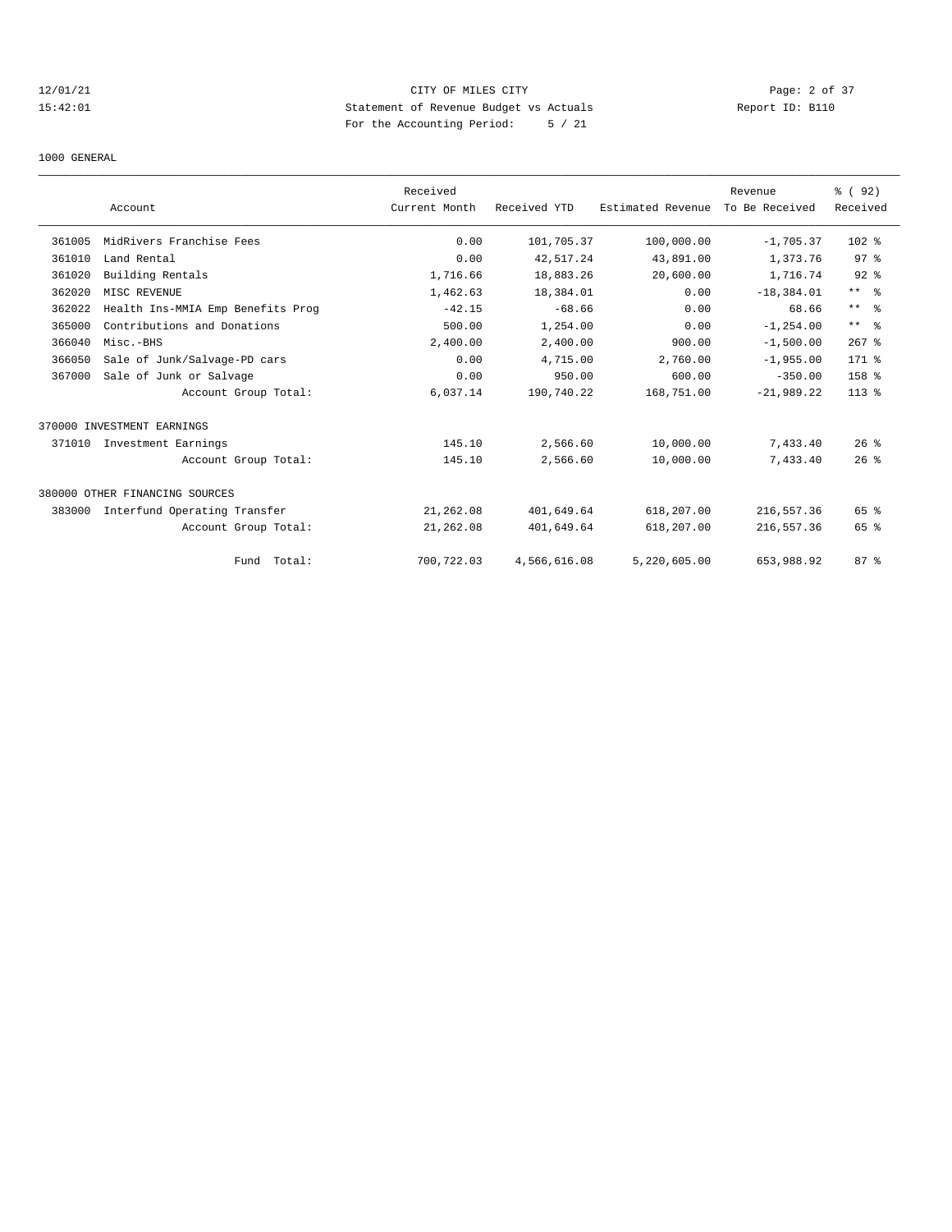12/01/21 CITY OF MILES CITY
15:42:01 Statement of Revenue Budget vs Actuals Report ID: B110
For the Accounting Period: 5 / 21

1000 GENERAL

| | Account | Received Current Month | Received YTD | Estimated Revenue | Revenue To Be Received | % ( 92) Received |
|---|---|---|---|---|---|---|
| 361005 | MidRivers Franchise Fees | 0.00 | 101,705.37 | 100,000.00 | -1,705.37 | 102 % |
| 361010 | Land Rental | 0.00 | 42,517.24 | 43,891.00 | 1,373.76 | 97 % |
| 361020 | Building Rentals | 1,716.66 | 18,883.26 | 20,600.00 | 1,716.74 | 92 % |
| 362020 | MISC REVENUE | 1,462.63 | 18,384.01 | 0.00 | -18,384.01 | ** % |
| 362022 | Health Ins-MMIA Emp Benefits Prog | -42.15 | -68.66 | 0.00 | 68.66 | ** % |
| 365000 | Contributions and Donations | 500.00 | 1,254.00 | 0.00 | -1,254.00 | ** % |
| 366040 | Misc.-BHS | 2,400.00 | 2,400.00 | 900.00 | -1,500.00 | 267 % |
| 366050 | Sale of Junk/Salvage-PD cars | 0.00 | 4,715.00 | 2,760.00 | -1,955.00 | 171 % |
| 367000 | Sale of Junk or Salvage | 0.00 | 950.00 | 600.00 | -350.00 | 158 % |
| | Account Group Total: | 6,037.14 | 190,740.22 | 168,751.00 | -21,989.22 | 113 % |
| 370000 INVESTMENT EARNINGS | | | | | | |
| 371010 | Investment Earnings | 145.10 | 2,566.60 | 10,000.00 | 7,433.40 | 26 % |
| | Account Group Total: | 145.10 | 2,566.60 | 10,000.00 | 7,433.40 | 26 % |
| 380000 OTHER FINANCING SOURCES | | | | | | |
| 383000 | Interfund Operating Transfer | 21,262.08 | 401,649.64 | 618,207.00 | 216,557.36 | 65 % |
| | Account Group Total: | 21,262.08 | 401,649.64 | 618,207.00 | 216,557.36 | 65 % |
| | Fund Total: | 700,722.03 | 4,566,616.08 | 5,220,605.00 | 653,988.92 | 87 % |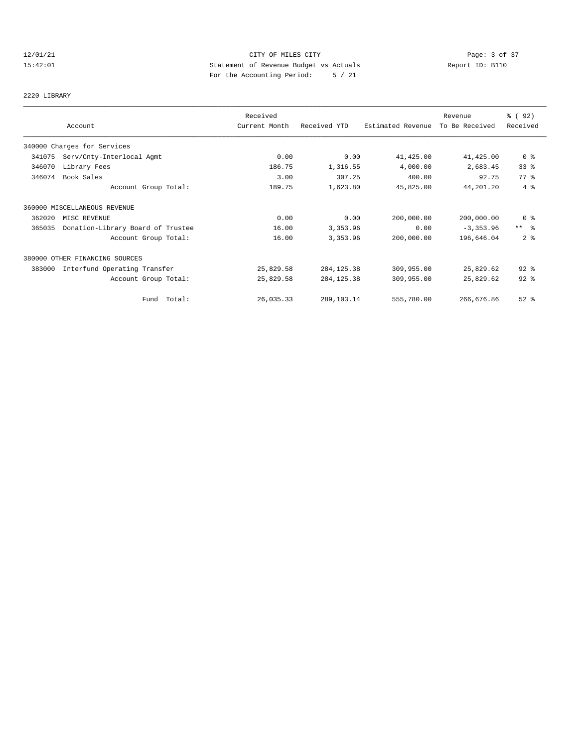CITY OF MILES CITY
Statement of Revenue Budget vs Actuals
For the Accounting Period: 5 / 21

12/01/21
15:42:01

Report ID: B110

2220 LIBRARY

| Account | | Received Current Month | Received YTD | Estimated Revenue | Revenue To Be Received | % ( 92) Received |
|---|---|---|---|---|---|---|
| 340000 Charges for Services | | | | | | |
| 341075 | Serv/Cnty-Interlocal Agmt | 0.00 | 0.00 | 41,425.00 | 41,425.00 | 0 % |
| 346070 | Library Fees | 186.75 | 1,316.55 | 4,000.00 | 2,683.45 | 33 % |
| 346074 | Book Sales | 3.00 | 307.25 | 400.00 | 92.75 | 77 % |
| | Account Group Total: | 189.75 | 1,623.80 | 45,825.00 | 44,201.20 | 4 % |
| 360000 MISCELLANEOUS REVENUE | | | | | | |
| 362020 | MISC REVENUE | 0.00 | 0.00 | 200,000.00 | 200,000.00 | 0 % |
| 365035 | Donation-Library Board of Trustee | 16.00 | 3,353.96 | 0.00 | -3,353.96 | ** % |
| | Account Group Total: | 16.00 | 3,353.96 | 200,000.00 | 196,646.04 | 2 % |
| 380000 OTHER FINANCING SOURCES | | | | | | |
| 383000 | Interfund Operating Transfer | 25,829.58 | 284,125.38 | 309,955.00 | 25,829.62 | 92 % |
| | Account Group Total: | 25,829.58 | 284,125.38 | 309,955.00 | 25,829.62 | 92 % |
| | Fund Total: | 26,035.33 | 289,103.14 | 555,780.00 | 266,676.86 | 52 % |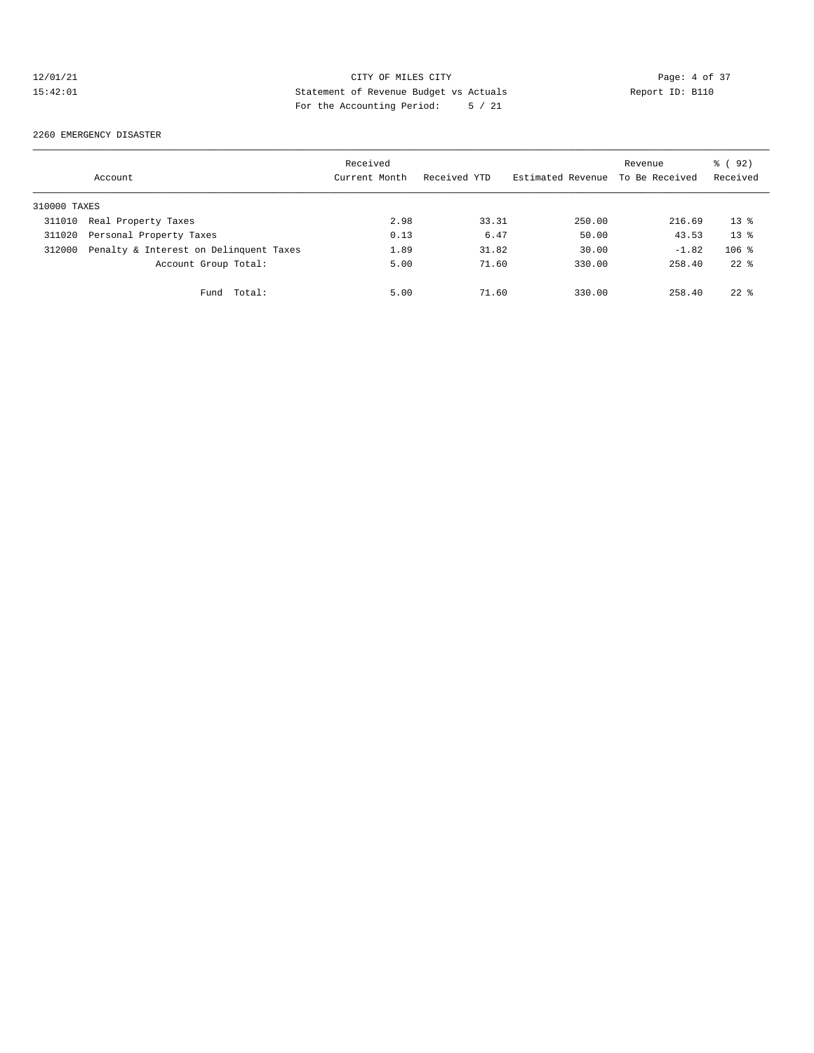CITY OF MILES CITY
Statement of Revenue Budget vs Actuals
For the Accounting Period: 5 / 21

12/01/21
15:42:01

Report ID: B110

2260 EMERGENCY DISASTER

| Account | | Received Current Month | Received YTD | Estimated Revenue | Revenue To Be Received | % ( 92) Received |
|---|---|---|---|---|---|---|
| 310000 TAXES | | | | | | |
| 311010 | Real Property Taxes | 2.98 | 33.31 | 250.00 | 216.69 | 13 % |
| 311020 | Personal Property Taxes | 0.13 | 6.47 | 50.00 | 43.53 | 13 % |
| 312000 | Penalty & Interest on Delinquent Taxes | 1.89 | 31.82 | 30.00 | -1.82 | 106 % |
| | Account Group Total: | 5.00 | 71.60 | 330.00 | 258.40 | 22 % |
| | Fund Total: | 5.00 | 71.60 | 330.00 | 258.40 | 22 % |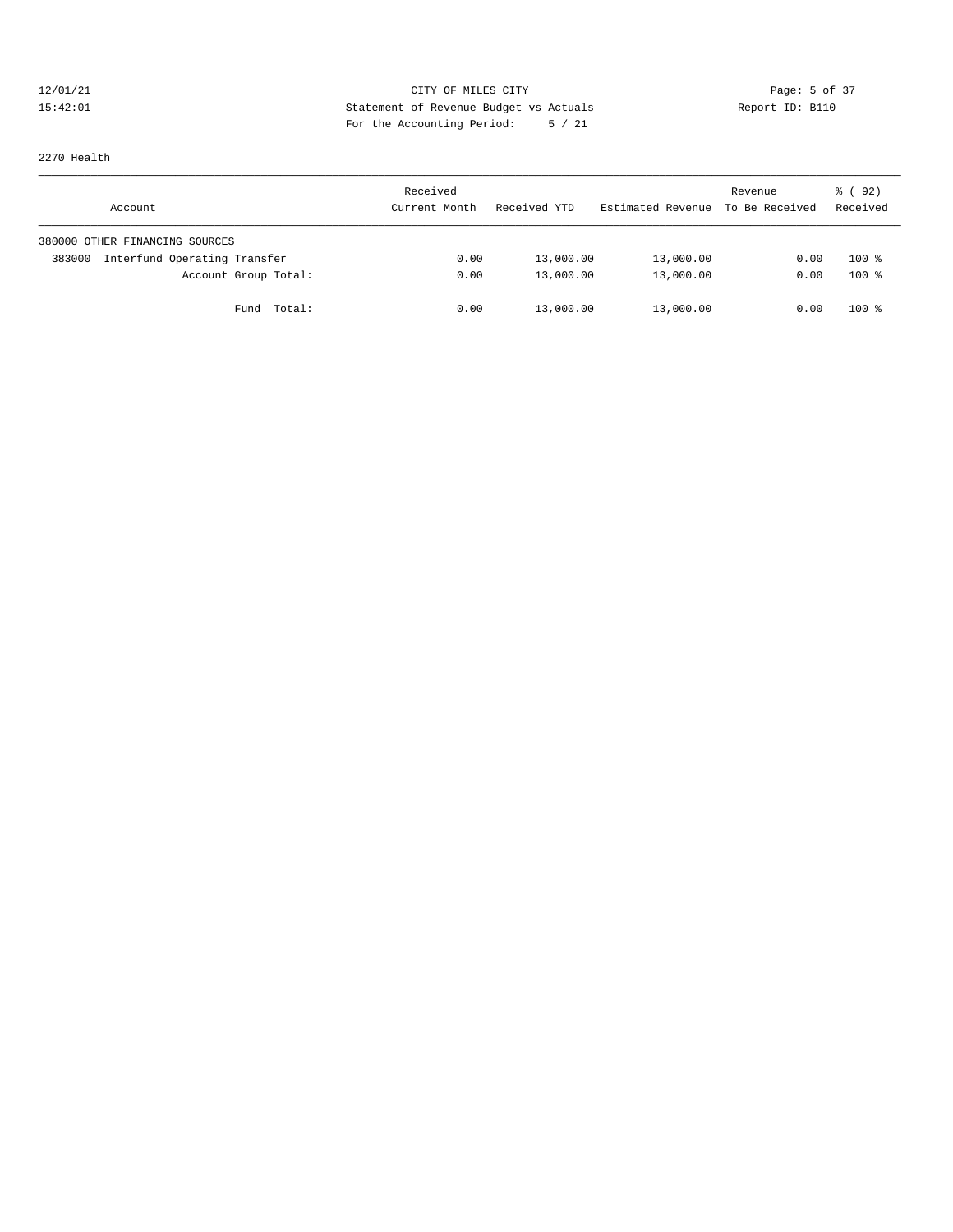12/01/21 CITY OF MILES CITY
15:42:01 Statement of Revenue Budget vs Actuals Report ID: B110
For the Accounting Period: 5 / 21

2270 Health

| Account | Received Current Month | Received YTD | Estimated Revenue | Revenue To Be Received | % ( 92) Received |
|---|---|---|---|---|---|
| 380000 OTHER FINANCING SOURCES | | | | | |
| 383000 Interfund Operating Transfer | 0.00 | 13,000.00 | 13,000.00 | 0.00 | 100 % |
| Account Group Total: | 0.00 | 13,000.00 | 13,000.00 | 0.00 | 100 % |
| Fund Total: | 0.00 | 13,000.00 | 13,000.00 | 0.00 | 100 % |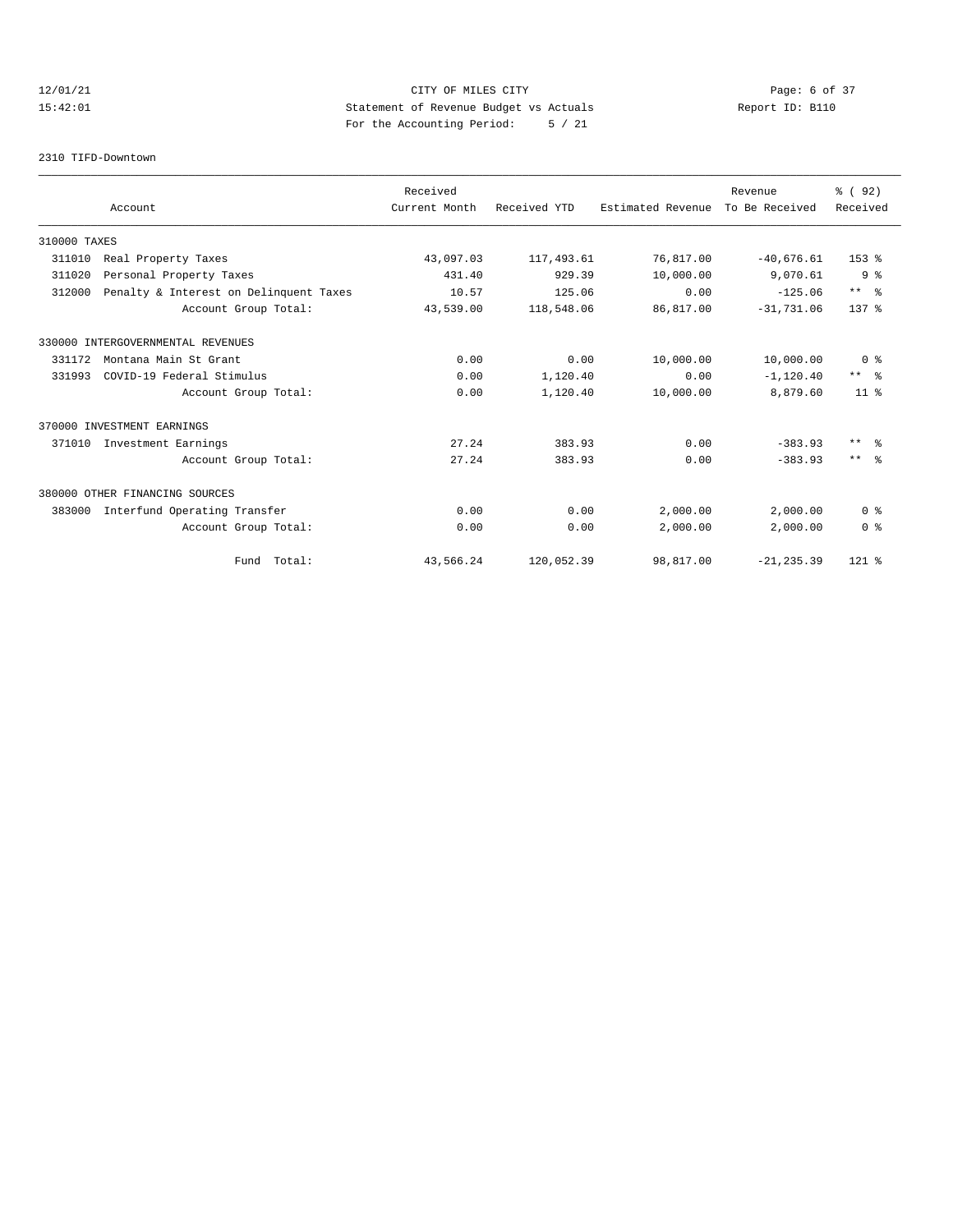CITY OF MILES CITY
Statement of Revenue Budget vs Actuals
For the Accounting Period: 5 / 21

12/01/21 15:42:01 Report ID: B110

2310 TIFD-Downtown

| Account | Received Current Month | Received YTD | Estimated Revenue | Revenue To Be Received | % ( 92) Received |
|---|---|---|---|---|---|
| 310000 TAXES | | | | | |
| 311010 Real Property Taxes | 43,097.03 | 117,493.61 | 76,817.00 | -40,676.61 | 153 % |
| 311020 Personal Property Taxes | 431.40 | 929.39 | 10,000.00 | 9,070.61 | 9 % |
| 312000 Penalty & Interest on Delinquent Taxes | 10.57 | 125.06 | 0.00 | -125.06 | ** % |
| Account Group Total: | 43,539.00 | 118,548.06 | 86,817.00 | -31,731.06 | 137 % |
| 330000 INTERGOVERNMENTAL REVENUES | | | | | |
| 331172 Montana Main St Grant | 0.00 | 0.00 | 10,000.00 | 10,000.00 | 0 % |
| 331993 COVID-19 Federal Stimulus | 0.00 | 1,120.40 | 0.00 | -1,120.40 | ** % |
| Account Group Total: | 0.00 | 1,120.40 | 10,000.00 | 8,879.60 | 11 % |
| 370000 INVESTMENT EARNINGS | | | | | |
| 371010 Investment Earnings | 27.24 | 383.93 | 0.00 | -383.93 | ** % |
| Account Group Total: | 27.24 | 383.93 | 0.00 | -383.93 | ** % |
| 380000 OTHER FINANCING SOURCES | | | | | |
| 383000 Interfund Operating Transfer | 0.00 | 0.00 | 2,000.00 | 2,000.00 | 0 % |
| Account Group Total: | 0.00 | 0.00 | 2,000.00 | 2,000.00 | 0 % |
| Fund Total: | 43,566.24 | 120,052.39 | 98,817.00 | -21,235.39 | 121 % |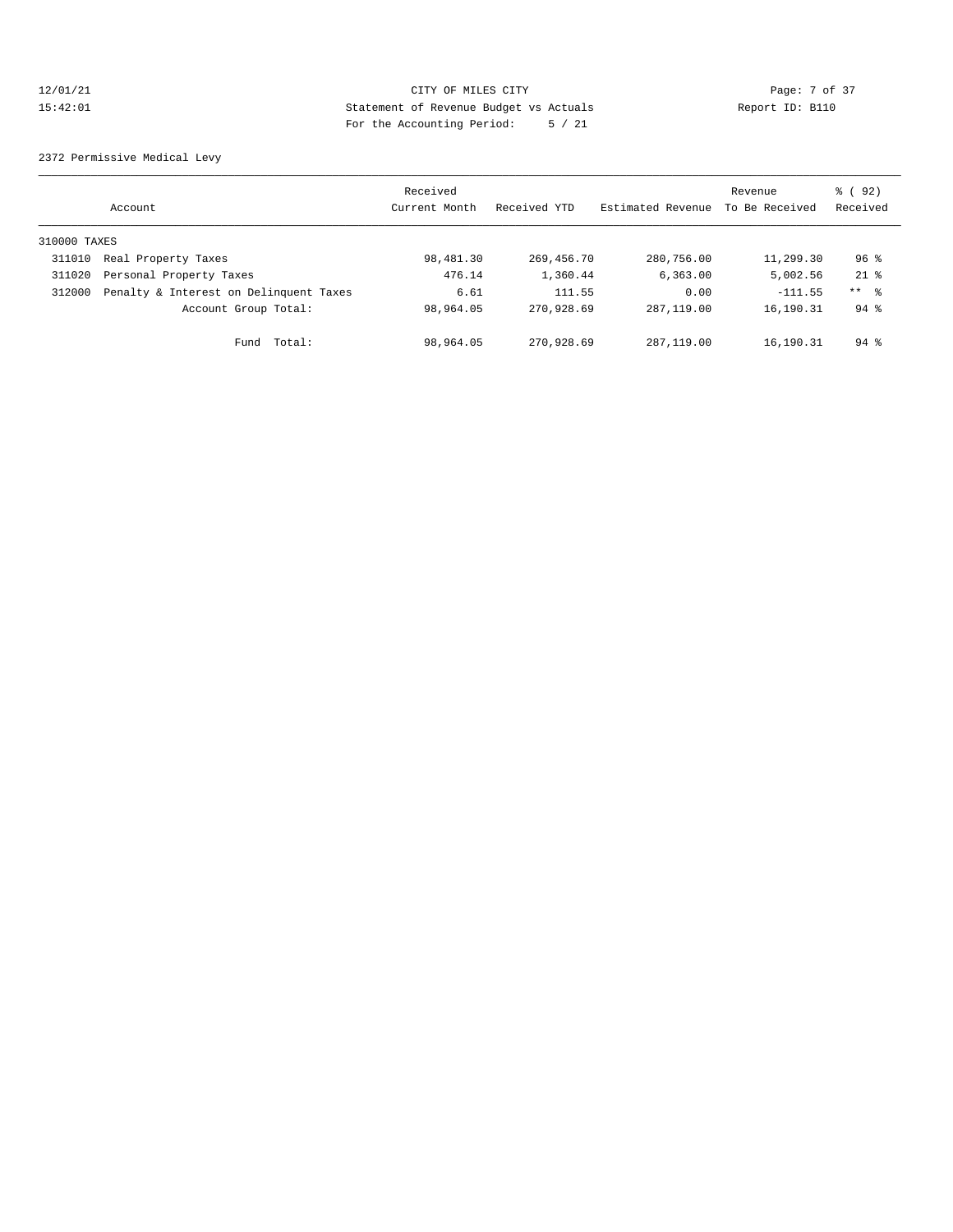CITY OF MILES CITY
Statement of Revenue Budget vs Actuals
For the Accounting Period: 5 / 21

2372 Permissive Medical Levy

| | Account | Received Current Month | Received YTD | Estimated Revenue | Revenue To Be Received | % ( 92) Received |
|---|---|---|---|---|---|---|
| 310000 TAXES | | | | | | |
| 311010 | Real Property Taxes | 98,481.30 | 269,456.70 | 280,756.00 | 11,299.30 | 96 % |
| 311020 | Personal Property Taxes | 476.14 | 1,360.44 | 6,363.00 | 5,002.56 | 21 % |
| 312000 | Penalty & Interest on Delinquent Taxes | 6.61 | 111.55 | 0.00 | -111.55 | ** % |
| | Account Group Total: | 98,964.05 | 270,928.69 | 287,119.00 | 16,190.31 | 94 % |
| | Fund Total: | 98,964.05 | 270,928.69 | 287,119.00 | 16,190.31 | 94 % |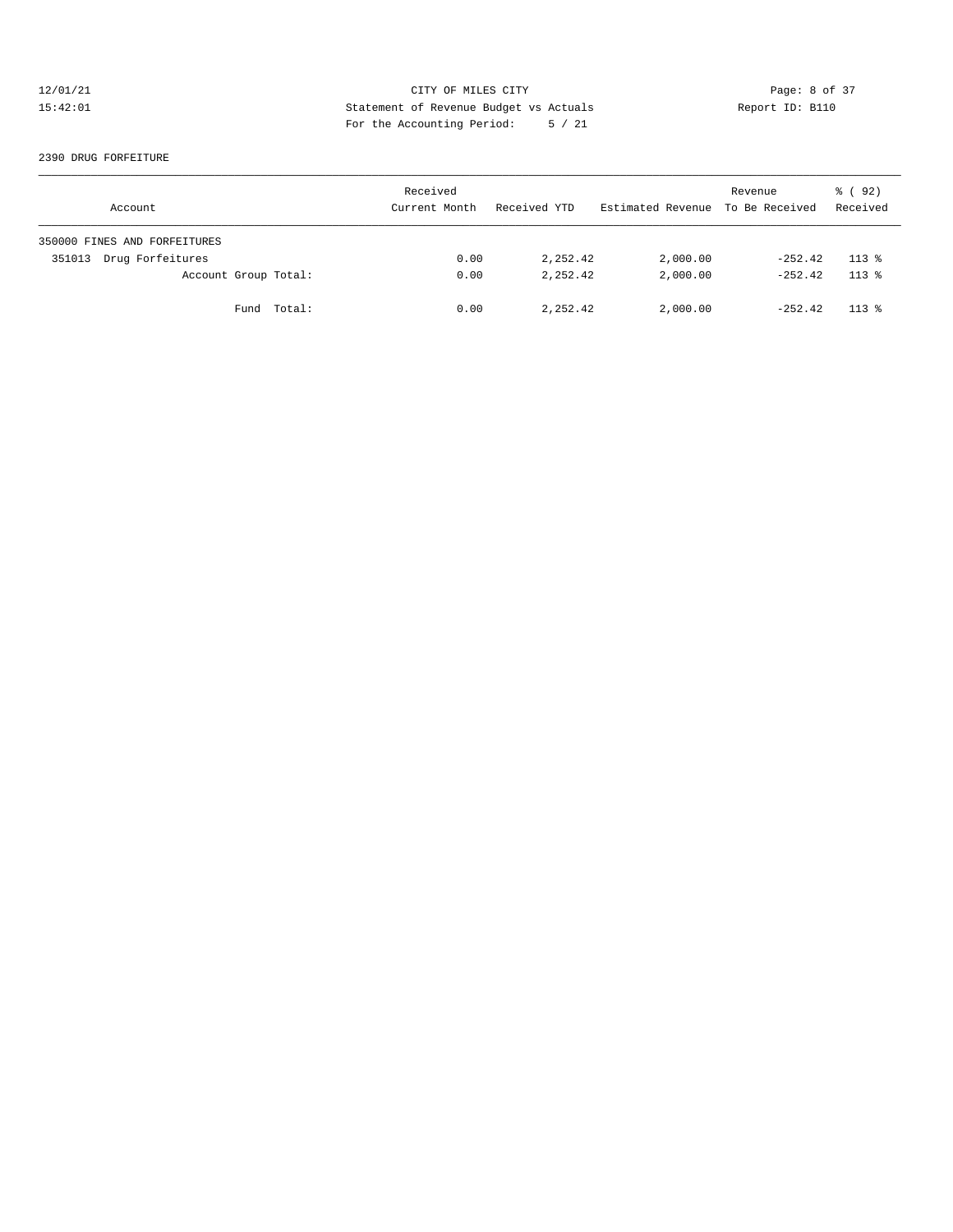CITY OF MILES CITY

Statement of Revenue Budget vs Actuals

For the Accounting Period: 5 / 21

12/01/21 15:42:01 Report ID: B110

2390 DRUG FORFEITURE

| Account | Received Current Month | Received YTD | Estimated Revenue | Revenue To Be Received | % ( 92) Received |
|---|---|---|---|---|---|
| 350000 FINES AND FORFEITURES | | | | | |
| 351013 Drug Forfeitures | 0.00 | 2,252.42 | 2,000.00 | -252.42 | 113 % |
| Account Group Total: | 0.00 | 2,252.42 | 2,000.00 | -252.42 | 113 % |
| Fund Total: | 0.00 | 2,252.42 | 2,000.00 | -252.42 | 113 % |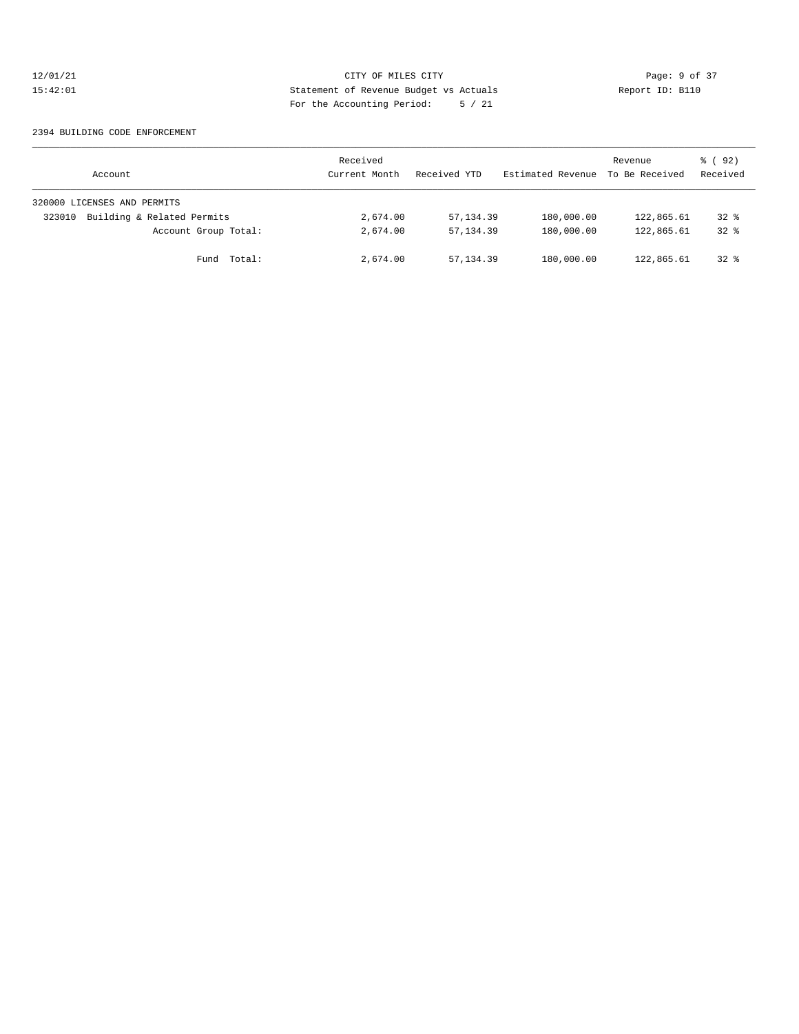# CITY OF MILES CITY

Statement of Revenue Budget vs Actuals

For the Accounting Period: 5 / 21

12/01/21 15:42:01 — Report ID: B110

## 2394 BUILDING CODE ENFORCEMENT

| Account | Received Current Month | Received YTD | Estimated Revenue | Revenue To Be Received | % ( 92) Received |
|---|---|---|---|---|---|
| 320000 LICENSES AND PERMITS | | | | | |
| 323010 Building & Related Permits | 2,674.00 | 57,134.39 | 180,000.00 | 122,865.61 | 32 % |
| Account Group Total: | 2,674.00 | 57,134.39 | 180,000.00 | 122,865.61 | 32 % |
| Fund Total: | 2,674.00 | 57,134.39 | 180,000.00 | 122,865.61 | 32 % |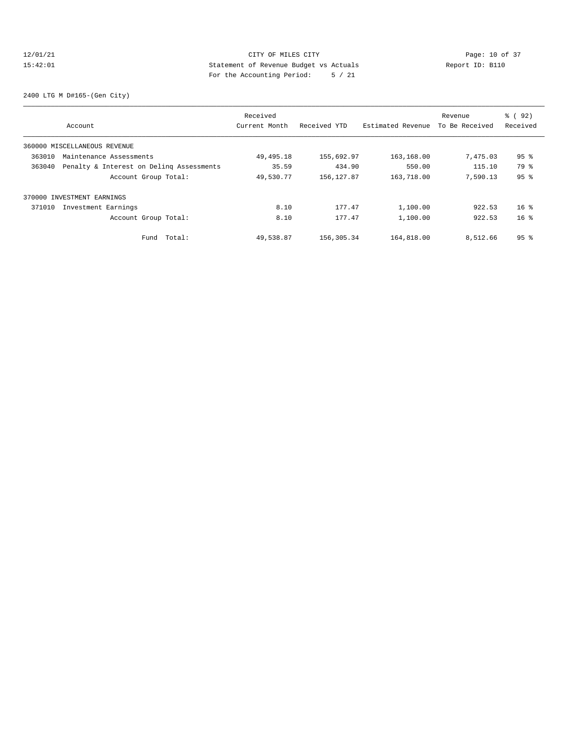CITY OF MILES CITY

Statement of Revenue Budget vs Actuals

For the Accounting Period: 5 / 21

2400 LTG M D#165-(Gen City)

| Account | Received Current Month | Received YTD | Estimated Revenue | Revenue To Be Received | % ( 92) Received |
|---|---|---|---|---|---|
| 360000 MISCELLANEOUS REVENUE | | | | | |
| 363010 Maintenance Assessments | 49,495.18 | 155,692.97 | 163,168.00 | 7,475.03 | 95 % |
| 363040 Penalty & Interest on Delinq Assessments | 35.59 | 434.90 | 550.00 | 115.10 | 79 % |
| Account Group Total: | 49,530.77 | 156,127.87 | 163,718.00 | 7,590.13 | 95 % |
| 370000 INVESTMENT EARNINGS | | | | | |
| 371010 Investment Earnings | 8.10 | 177.47 | 1,100.00 | 922.53 | 16 % |
| Account Group Total: | 8.10 | 177.47 | 1,100.00 | 922.53 | 16 % |
| Fund Total: | 49,538.87 | 156,305.34 | 164,818.00 | 8,512.66 | 95 % |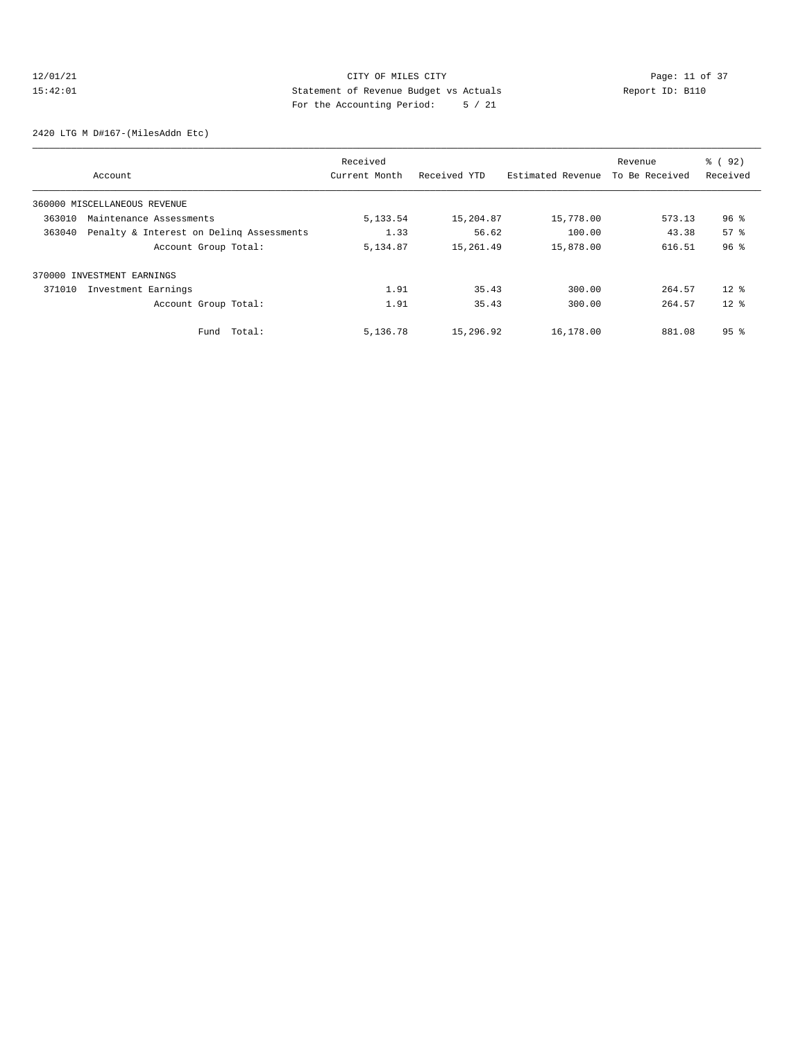12/01/21 CITY OF MILES CITY
15:42:01 Statement of Revenue Budget vs Actuals Report ID: B110
For the Accounting Period: 5 / 21

2420 LTG M D#167-(MilesAddn Etc)

| Account | Received Current Month | Received YTD | Estimated Revenue | Revenue To Be Received | % ( 92) Received |
|---|---|---|---|---|---|
| 360000 MISCELLANEOUS REVENUE | | | | | |
| 363010 Maintenance Assessments | 5,133.54 | 15,204.87 | 15,778.00 | 573.13 | 96 % |
| 363040 Penalty & Interest on Delinq Assessments | 1.33 | 56.62 | 100.00 | 43.38 | 57 % |
| Account Group Total: | 5,134.87 | 15,261.49 | 15,878.00 | 616.51 | 96 % |
| 370000 INVESTMENT EARNINGS | | | | | |
| 371010 Investment Earnings | 1.91 | 35.43 | 300.00 | 264.57 | 12 % |
| Account Group Total: | 1.91 | 35.43 | 300.00 | 264.57 | 12 % |
| Fund Total: | 5,136.78 | 15,296.92 | 16,178.00 | 881.08 | 95 % |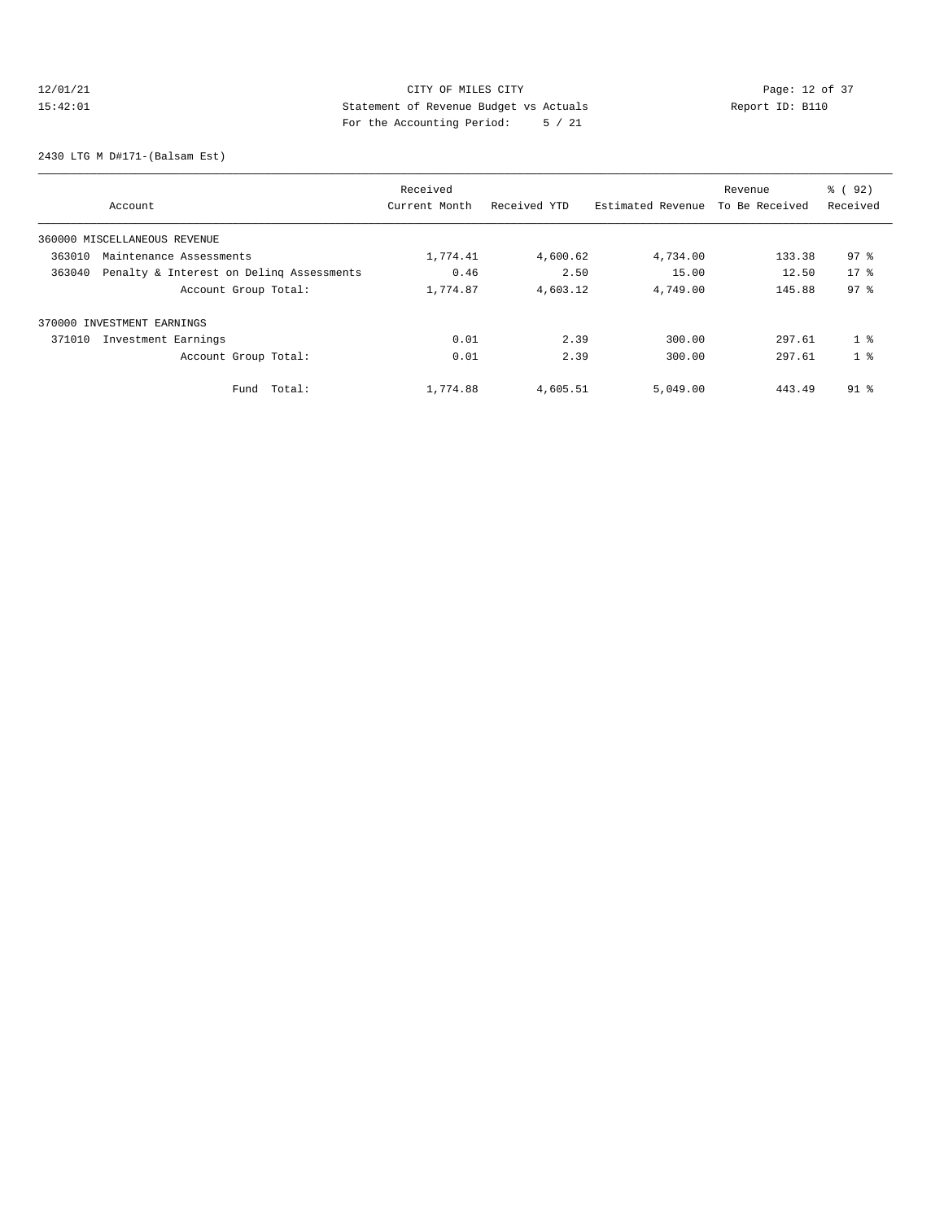12/01/21 CITY OF MILES CITY
15:42:01 Statement of Revenue Budget vs Actuals Report ID: B110
For the Accounting Period: 5 / 21

2430 LTG M D#171-(Balsam Est)

| Account | Received Current Month | Received YTD | Estimated Revenue | Revenue To Be Received | % ( 92) Received |
|---|---|---|---|---|---|
| 360000 MISCELLANEOUS REVENUE | | | | | |
| 363010 Maintenance Assessments | 1,774.41 | 4,600.62 | 4,734.00 | 133.38 | 97 % |
| 363040 Penalty & Interest on Delinq Assessments | 0.46 | 2.50 | 15.00 | 12.50 | 17 % |
| Account Group Total: | 1,774.87 | 4,603.12 | 4,749.00 | 145.88 | 97 % |
| 370000 INVESTMENT EARNINGS | | | | | |
| 371010 Investment Earnings | 0.01 | 2.39 | 300.00 | 297.61 | 1 % |
| Account Group Total: | 0.01 | 2.39 | 300.00 | 297.61 | 1 % |
| Fund Total: | 1,774.88 | 4,605.51 | 5,049.00 | 443.49 | 91 % |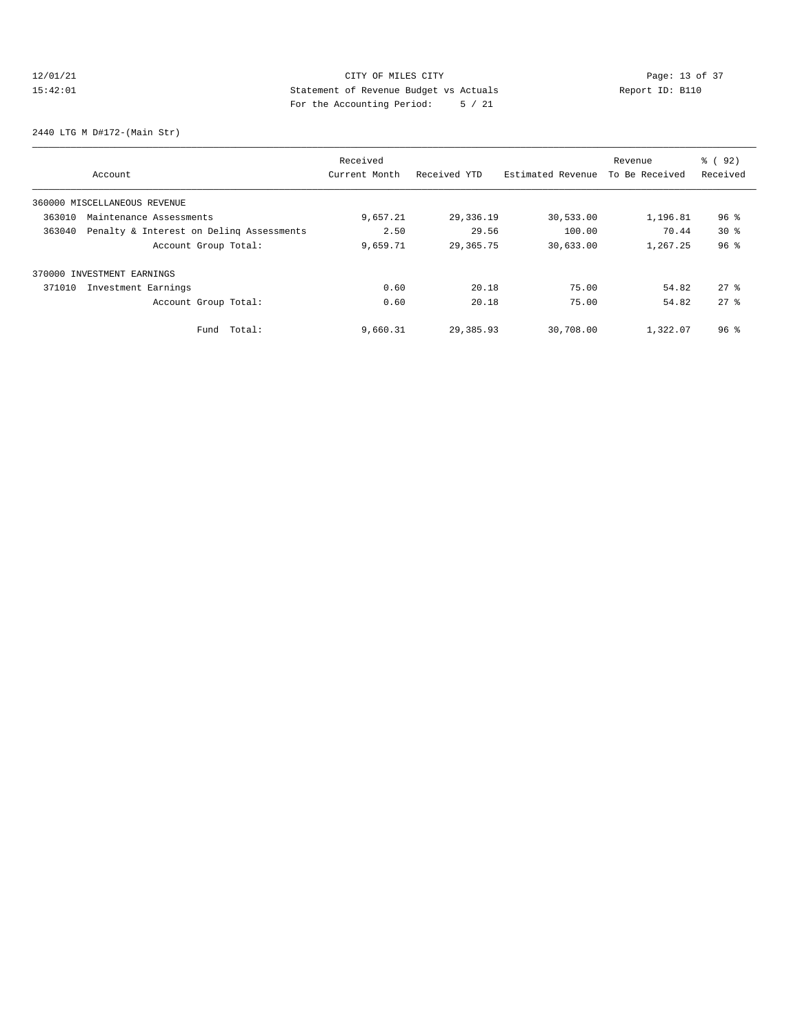CITY OF MILES CITY
Statement of Revenue Budget vs Actuals
For the Accounting Period: 5 / 21

2440 LTG M D#172-(Main Str)

| Account | Received Current Month | Received YTD | Estimated Revenue | Revenue To Be Received | % ( 92) Received |
|---|---|---|---|---|---|
| 360000 MISCELLANEOUS REVENUE | | | | | |
| 363010 Maintenance Assessments | 9,657.21 | 29,336.19 | 30,533.00 | 1,196.81 | 96 % |
| 363040 Penalty & Interest on Delinq Assessments | 2.50 | 29.56 | 100.00 | 70.44 | 30 % |
| Account Group Total: | 9,659.71 | 29,365.75 | 30,633.00 | 1,267.25 | 96 % |
| 370000 INVESTMENT EARNINGS | | | | | |
| 371010 Investment Earnings | 0.60 | 20.18 | 75.00 | 54.82 | 27 % |
| Account Group Total: | 0.60 | 20.18 | 75.00 | 54.82 | 27 % |
| Fund Total: | 9,660.31 | 29,385.93 | 30,708.00 | 1,322.07 | 96 % |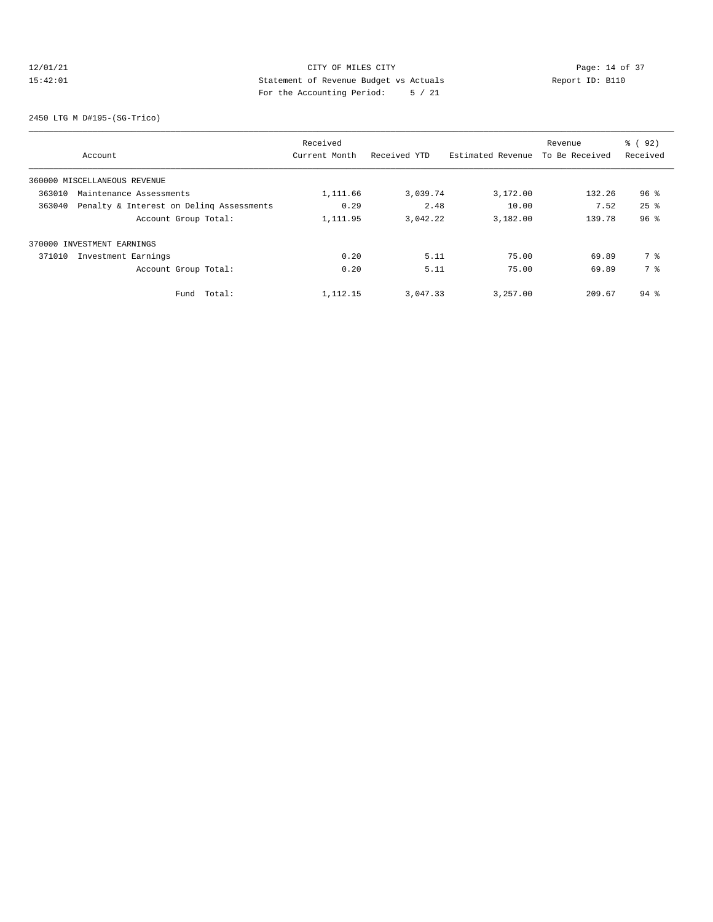CITY OF MILES CITY

Statement of Revenue Budget vs Actuals

For the Accounting Period: 5 / 21

12/01/21 15:42:01 — Report ID: B110

2450 LTG M D#195-(SG-Trico)

| Account | Received Current Month | Received YTD | Estimated Revenue | Revenue To Be Received | % ( 92) Received |
|---|---|---|---|---|---|
| 360000 MISCELLANEOUS REVENUE | | | | | |
| 363010 Maintenance Assessments | 1,111.66 | 3,039.74 | 3,172.00 | 132.26 | 96 % |
| 363040 Penalty & Interest on Delinq Assessments | 0.29 | 2.48 | 10.00 | 7.52 | 25 % |
| Account Group Total: | 1,111.95 | 3,042.22 | 3,182.00 | 139.78 | 96 % |
| 370000 INVESTMENT EARNINGS | | | | | |
| 371010 Investment Earnings | 0.20 | 5.11 | 75.00 | 69.89 | 7 % |
| Account Group Total: | 0.20 | 5.11 | 75.00 | 69.89 | 7 % |
| Fund Total: | 1,112.15 | 3,047.33 | 3,257.00 | 209.67 | 94 % |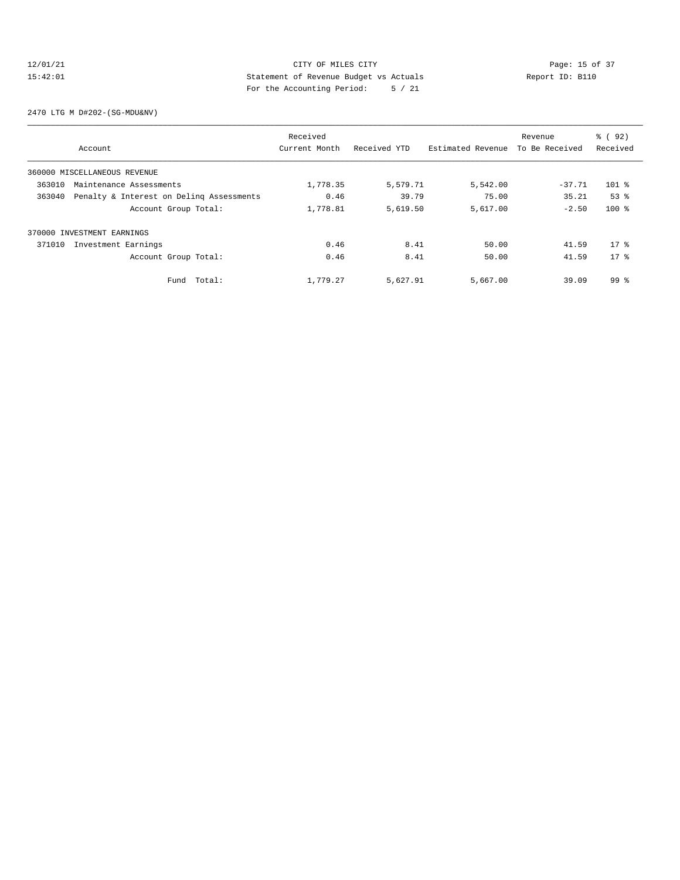CITY OF MILES CITY
Statement of Revenue Budget vs Actuals
For the Accounting Period: 5 / 21

12/01/21
15:42:01

Report ID: B110

2470 LTG M D#202-(SG-MDU&NV)

| Account | Received Current Month | Received YTD | Estimated Revenue | Revenue To Be Received | % ( 92) Received |
|---|---|---|---|---|---|
| 360000 MISCELLANEOUS REVENUE | | | | | |
| 363010 Maintenance Assessments | 1,778.35 | 5,579.71 | 5,542.00 | -37.71 | 101 % |
| 363040 Penalty & Interest on Delinq Assessments | 0.46 | 39.79 | 75.00 | 35.21 | 53 % |
| Account Group Total: | 1,778.81 | 5,619.50 | 5,617.00 | -2.50 | 100 % |
| 370000 INVESTMENT EARNINGS | | | | | |
| 371010 Investment Earnings | 0.46 | 8.41 | 50.00 | 41.59 | 17 % |
| Account Group Total: | 0.46 | 8.41 | 50.00 | 41.59 | 17 % |
| Fund Total: | 1,779.27 | 5,627.91 | 5,667.00 | 39.09 | 99 % |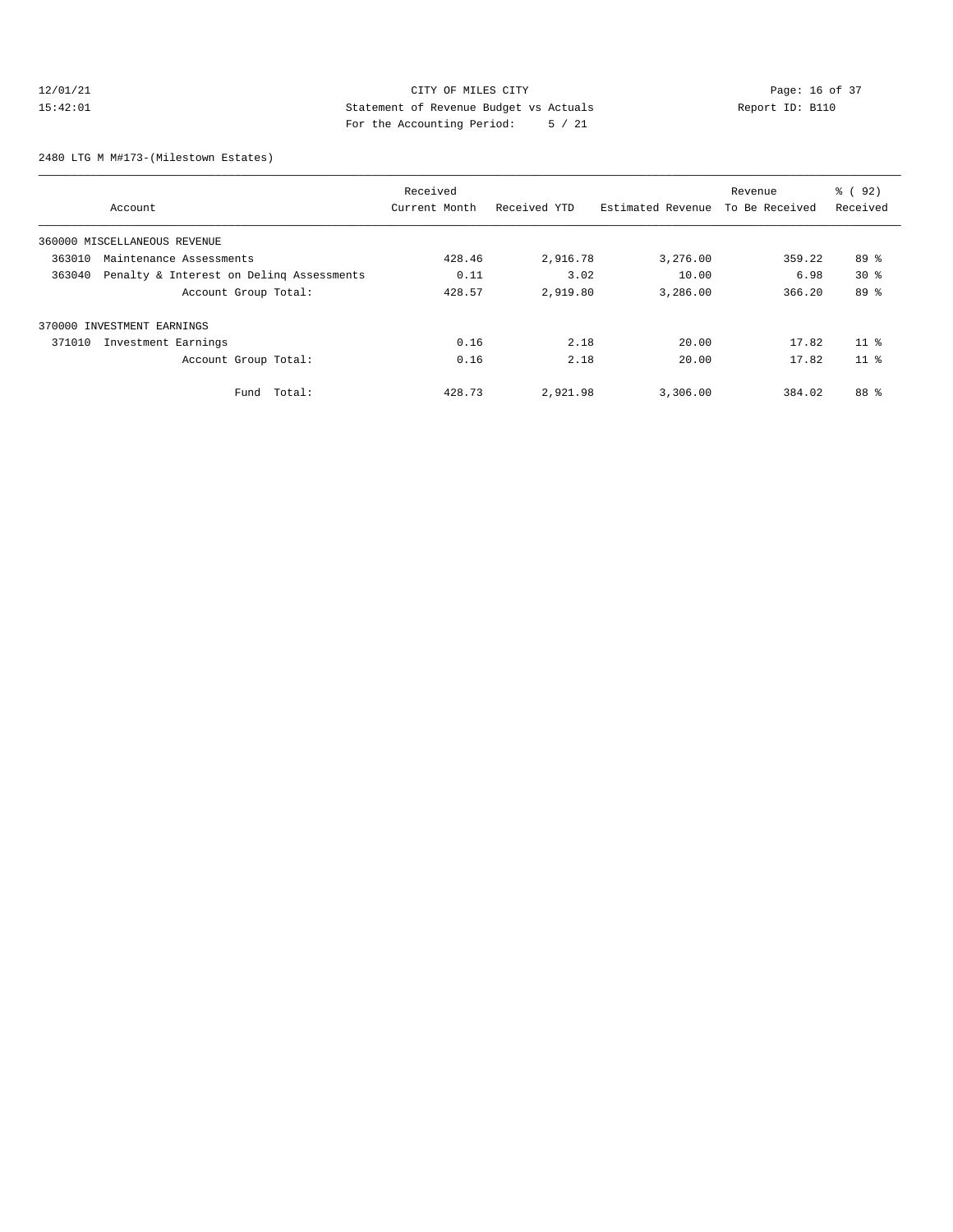CITY OF MILES CITY
Statement of Revenue Budget vs Actuals
For the Accounting Period: 5 / 21

12/01/21
15:42:01

Report ID: B110

2480 LTG M M#173-(Milestown Estates)

| Account | Received Current Month | Received YTD | Estimated Revenue | Revenue To Be Received | % ( 92) Received |
|---|---|---|---|---|---|
| 360000 MISCELLANEOUS REVENUE | | | | | |
| 363010 Maintenance Assessments | 428.46 | 2,916.78 | 3,276.00 | 359.22 | 89 % |
| 363040 Penalty & Interest on Delinq Assessments | 0.11 | 3.02 | 10.00 | 6.98 | 30 % |
| Account Group Total: | 428.57 | 2,919.80 | 3,286.00 | 366.20 | 89 % |
| 370000 INVESTMENT EARNINGS | | | | | |
| 371010 Investment Earnings | 0.16 | 2.18 | 20.00 | 17.82 | 11 % |
| Account Group Total: | 0.16 | 2.18 | 20.00 | 17.82 | 11 % |
| Fund Total: | 428.73 | 2,921.98 | 3,306.00 | 384.02 | 88 % |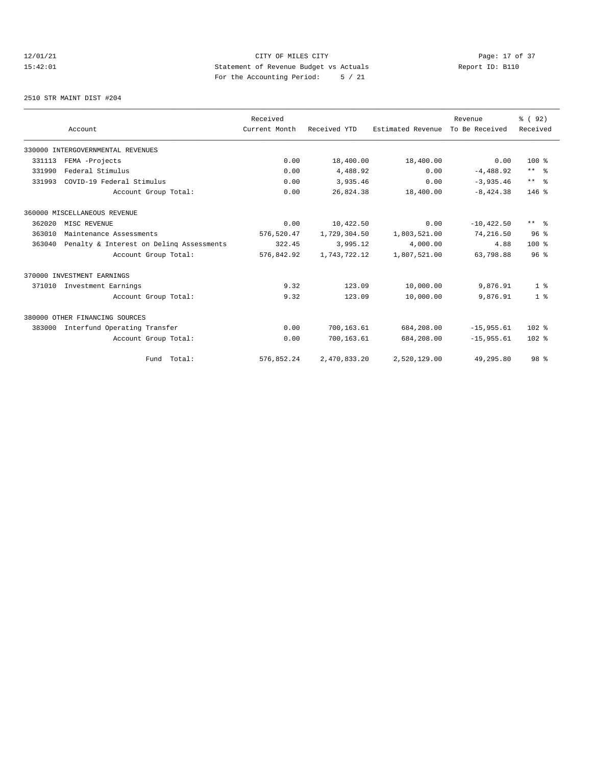# CITY OF MILES CITY

## Statement of Revenue Budget vs Actuals

For the Accounting Period: 5 / 21

12/01/21 15:42:01 — Report ID: B110

### 2510 STR MAINT DIST #204

| Account | | Received Current Month | Received YTD | Estimated Revenue | Revenue To Be Received | % ( 92) Received |
|---|---|---|---|---|---|---|
| **330000 INTERGOVERNMENTAL REVENUES** | | | | | | |
| 331113 | FEMA -Projects | 0.00 | 18,400.00 | 18,400.00 | 0.00 | 100 % |
| 331990 | Federal Stimulus | 0.00 | 4,488.92 | 0.00 | -4,488.92 | ** % |
| 331993 | COVID-19 Federal Stimulus | 0.00 | 3,935.46 | 0.00 | -3,935.46 | ** % |
| | Account Group Total: | 0.00 | 26,824.38 | 18,400.00 | -8,424.38 | 146 % |
| **360000 MISCELLANEOUS REVENUE** | | | | | | |
| 362020 | MISC REVENUE | 0.00 | 10,422.50 | 0.00 | -10,422.50 | ** % |
| 363010 | Maintenance Assessments | 576,520.47 | 1,729,304.50 | 1,803,521.00 | 74,216.50 | 96 % |
| 363040 | Penalty & Interest on Delinq Assessments | 322.45 | 3,995.12 | 4,000.00 | 4.88 | 100 % |
| | Account Group Total: | 576,842.92 | 1,743,722.12 | 1,807,521.00 | 63,798.88 | 96 % |
| **370000 INVESTMENT EARNINGS** | | | | | | |
| 371010 | Investment Earnings | 9.32 | 123.09 | 10,000.00 | 9,876.91 | 1 % |
| | Account Group Total: | 9.32 | 123.09 | 10,000.00 | 9,876.91 | 1 % |
| **380000 OTHER FINANCING SOURCES** | | | | | | |
| 383000 | Interfund Operating Transfer | 0.00 | 700,163.61 | 684,208.00 | -15,955.61 | 102 % |
| | Account Group Total: | 0.00 | 700,163.61 | 684,208.00 | -15,955.61 | 102 % |
| | Fund Total: | 576,852.24 | 2,470,833.20 | 2,520,129.00 | 49,295.80 | 98 % |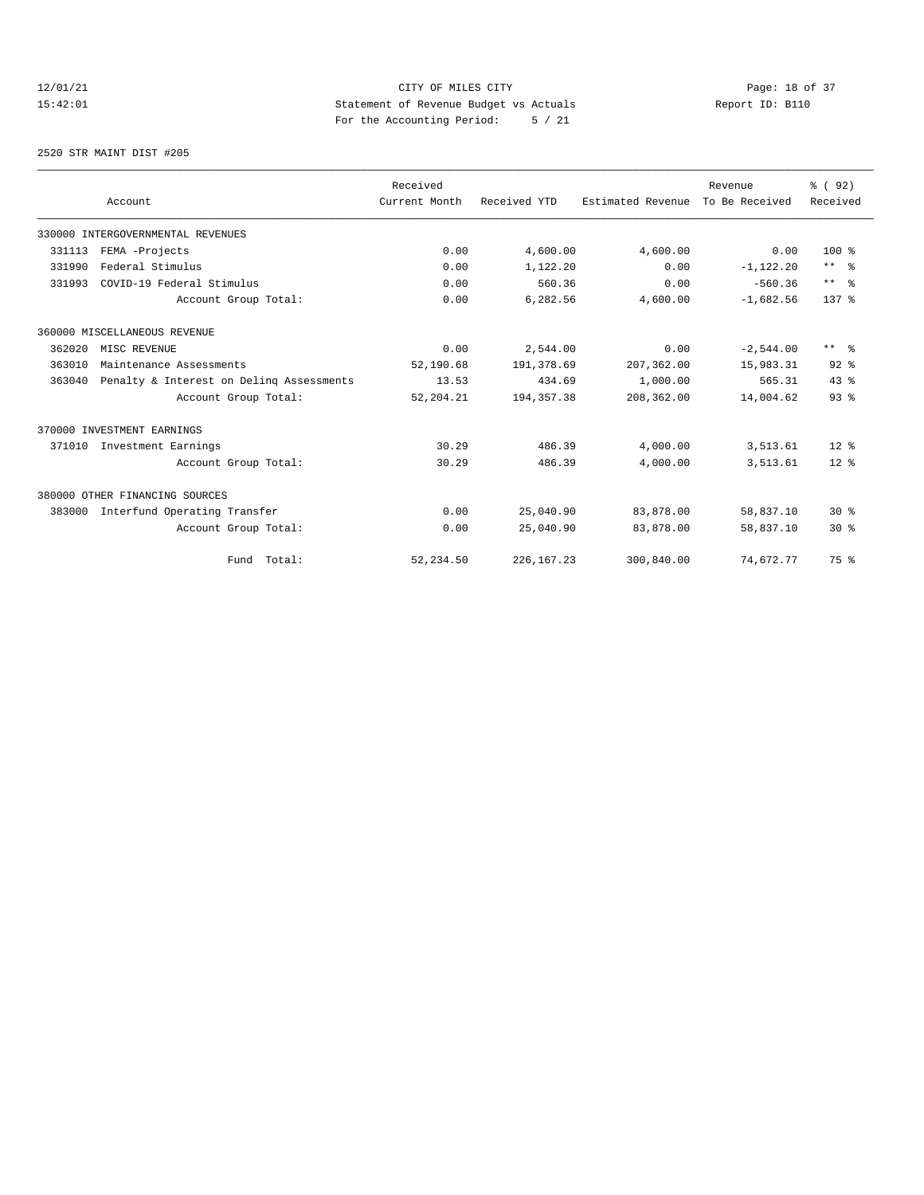12/01/21 CITY OF MILES CITY
15:42:01 Statement of Revenue Budget vs Actuals Report ID: B110
For the Accounting Period: 5 / 21

2520 STR MAINT DIST #205

| Account | Received Current Month | Received YTD | Estimated Revenue | Revenue To Be Received | % ( 92) Received |
|---|---|---|---|---|---|
| 330000 INTERGOVERNMENTAL REVENUES | | | | | |
| 331113 FEMA -Projects | 0.00 | 4,600.00 | 4,600.00 | 0.00 | 100 % |
| 331990 Federal Stimulus | 0.00 | 1,122.20 | 0.00 | -1,122.20 | ** % |
| 331993 COVID-19 Federal Stimulus | 0.00 | 560.36 | 0.00 | -560.36 | ** % |
| Account Group Total: | 0.00 | 6,282.56 | 4,600.00 | -1,682.56 | 137 % |
| 360000 MISCELLANEOUS REVENUE | | | | | |
| 362020 MISC REVENUE | 0.00 | 2,544.00 | 0.00 | -2,544.00 | ** % |
| 363010 Maintenance Assessments | 52,190.68 | 191,378.69 | 207,362.00 | 15,983.31 | 92 % |
| 363040 Penalty & Interest on Delinq Assessments | 13.53 | 434.69 | 1,000.00 | 565.31 | 43 % |
| Account Group Total: | 52,204.21 | 194,357.38 | 208,362.00 | 14,004.62 | 93 % |
| 370000 INVESTMENT EARNINGS | | | | | |
| 371010 Investment Earnings | 30.29 | 486.39 | 4,000.00 | 3,513.61 | 12 % |
| Account Group Total: | 30.29 | 486.39 | 4,000.00 | 3,513.61 | 12 % |
| 380000 OTHER FINANCING SOURCES | | | | | |
| 383000 Interfund Operating Transfer | 0.00 | 25,040.90 | 83,878.00 | 58,837.10 | 30 % |
| Account Group Total: | 0.00 | 25,040.90 | 83,878.00 | 58,837.10 | 30 % |
| Fund Total: | 52,234.50 | 226,167.23 | 300,840.00 | 74,672.77 | 75 % |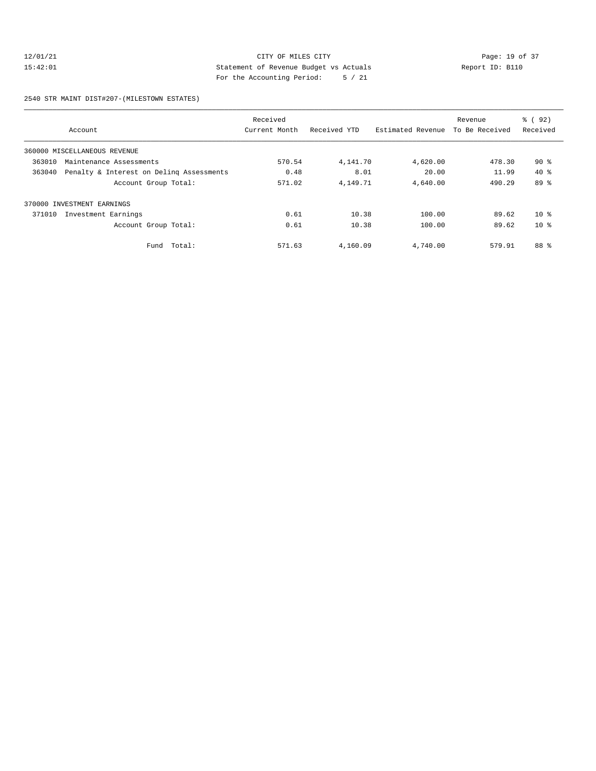12/01/21 CITY OF MILES CITY
15:42:01 Statement of Revenue Budget vs Actuals Report ID: B110
For the Accounting Period: 5 / 21

2540 STR MAINT DIST#207-(MILESTOWN ESTATES)

| Account | Received Current Month | Received YTD | Estimated Revenue | Revenue To Be Received | % ( 92) Received |
|---|---|---|---|---|---|
| 360000 MISCELLANEOUS REVENUE | | | | | |
| 363010 Maintenance Assessments | 570.54 | 4,141.70 | 4,620.00 | 478.30 | 90 % |
| 363040 Penalty & Interest on Delinq Assessments | 0.48 | 8.01 | 20.00 | 11.99 | 40 % |
| Account Group Total: | 571.02 | 4,149.71 | 4,640.00 | 490.29 | 89 % |
| 370000 INVESTMENT EARNINGS | | | | | |
| 371010 Investment Earnings | 0.61 | 10.38 | 100.00 | 89.62 | 10 % |
| Account Group Total: | 0.61 | 10.38 | 100.00 | 89.62 | 10 % |
| Fund Total: | 571.63 | 4,160.09 | 4,740.00 | 579.91 | 88 % |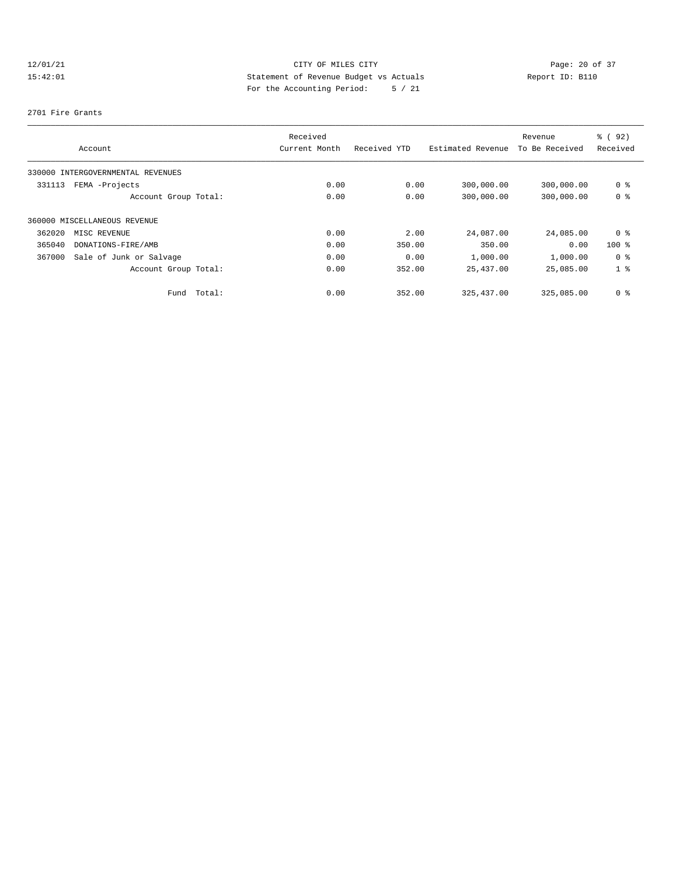12/01/21 CITY OF MILES CITY
15:42:01 Statement of Revenue Budget vs Actuals Report ID: B110
For the Accounting Period: 5 / 21

2701 Fire Grants

| Account | Received Current Month | Received YTD | Estimated Revenue | Revenue To Be Received | % ( 92) Received |
|---|---|---|---|---|---|
| 330000 INTERGOVERNMENTAL REVENUES | | | | | |
| 331113 FEMA -Projects | 0.00 | 0.00 | 300,000.00 | 300,000.00 | 0 % |
| Account Group Total: | 0.00 | 0.00 | 300,000.00 | 300,000.00 | 0 % |
| 360000 MISCELLANEOUS REVENUE | | | | | |
| 362020 MISC REVENUE | 0.00 | 2.00 | 24,087.00 | 24,085.00 | 0 % |
| 365040 DONATIONS-FIRE/AMB | 0.00 | 350.00 | 350.00 | 0.00 | 100 % |
| 367000 Sale of Junk or Salvage | 0.00 | 0.00 | 1,000.00 | 1,000.00 | 0 % |
| Account Group Total: | 0.00 | 352.00 | 25,437.00 | 25,085.00 | 1 % |
| Fund Total: | 0.00 | 352.00 | 325,437.00 | 325,085.00 | 0 % |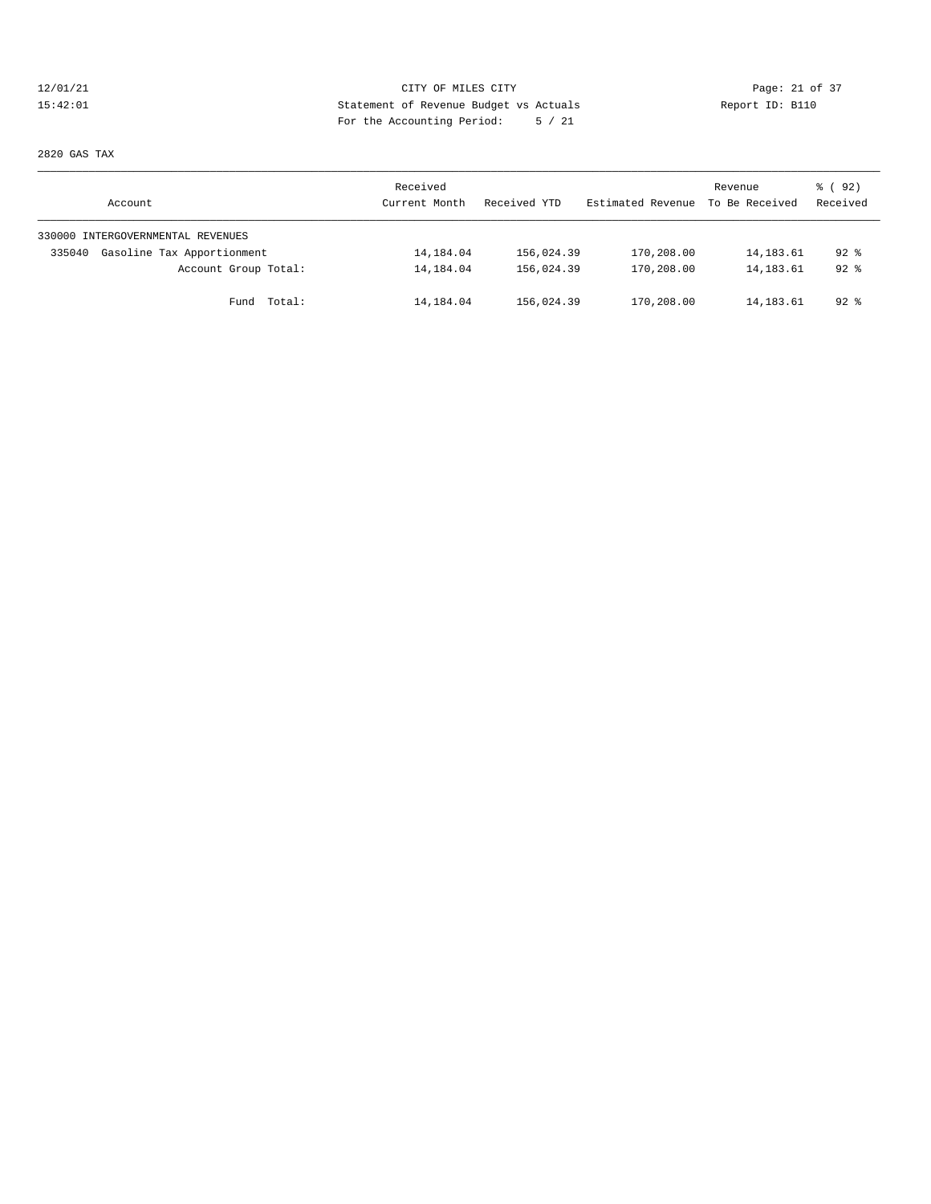CITY OF MILES CITY
Statement of Revenue Budget vs Actuals
For the Accounting Period: 5 / 21

12/01/21
15:42:01

Report ID: B110

2820 GAS TAX

| Account | Received Current Month | Received YTD | Estimated Revenue | Revenue To Be Received | % ( 92) Received |
|---|---|---|---|---|---|
| 330000 INTERGOVERNMENTAL REVENUES | | | | | |
| 335040 Gasoline Tax Apportionment | 14,184.04 | 156,024.39 | 170,208.00 | 14,183.61 | 92 % |
| Account Group Total: | 14,184.04 | 156,024.39 | 170,208.00 | 14,183.61 | 92 % |
| Fund Total: | 14,184.04 | 156,024.39 | 170,208.00 | 14,183.61 | 92 % |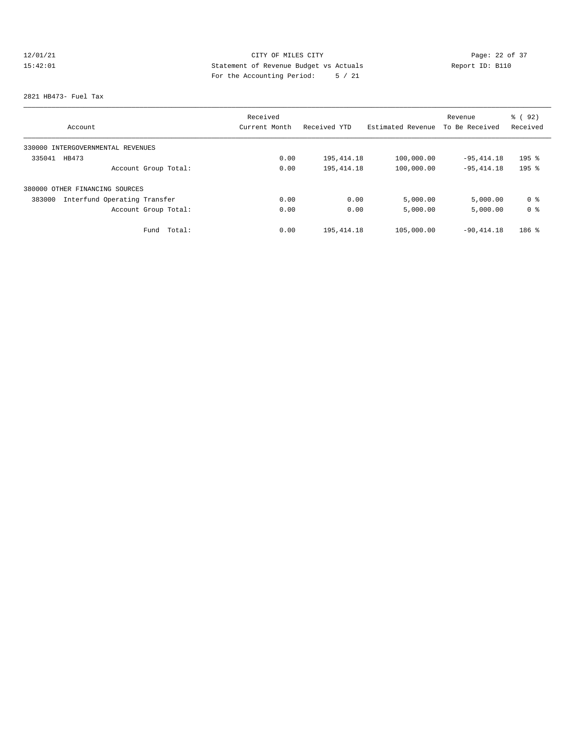12/01/21 CITY OF MILES CITY
15:42:01 Statement of Revenue Budget vs Actuals Report ID: B110
For the Accounting Period: 5 / 21

2821 HB473- Fuel Tax

| Account | Received Current Month | Received YTD | Estimated Revenue | Revenue To Be Received | % ( 92) Received |
|---|---|---|---|---|---|
| 330000 INTERGOVERNMENTAL REVENUES | | | | | |
| 335041 HB473 | 0.00 | 195,414.18 | 100,000.00 | -95,414.18 | 195 % |
| Account Group Total: | 0.00 | 195,414.18 | 100,000.00 | -95,414.18 | 195 % |
| 380000 OTHER FINANCING SOURCES | | | | | |
| 383000 Interfund Operating Transfer | 0.00 | 0.00 | 5,000.00 | 5,000.00 | 0 % |
| Account Group Total: | 0.00 | 0.00 | 5,000.00 | 5,000.00 | 0 % |
| Fund Total: | 0.00 | 195,414.18 | 105,000.00 | -90,414.18 | 186 % |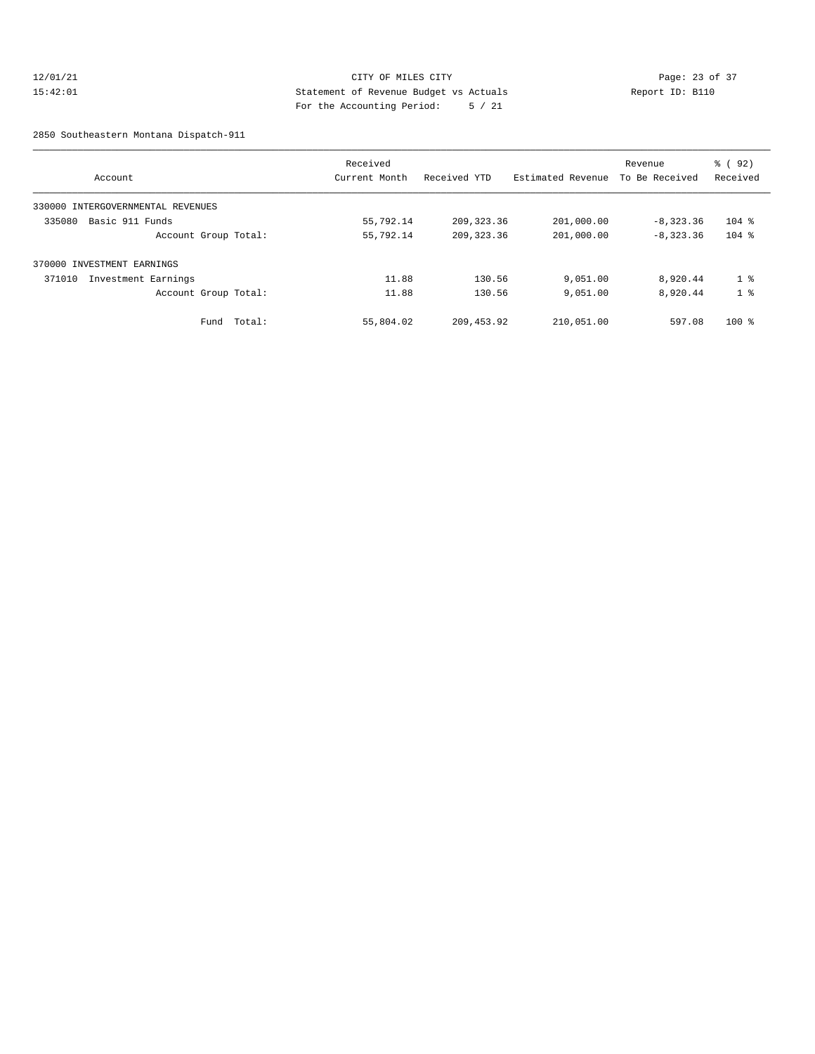CITY OF MILES CITY
Statement of Revenue Budget vs Actuals
For the Accounting Period: 5 / 21

12/01/21
15:42:01

Report ID: B110

2850 Southeastern Montana Dispatch-911

| Account | Received Current Month | Received YTD | Estimated Revenue | Revenue To Be Received | % ( 92) Received |
|---|---|---|---|---|---|
| 330000 INTERGOVERNMENTAL REVENUES | | | | | |
| 335080 Basic 911 Funds | 55,792.14 | 209,323.36 | 201,000.00 | -8,323.36 | 104 % |
| Account Group Total: | 55,792.14 | 209,323.36 | 201,000.00 | -8,323.36 | 104 % |
| 370000 INVESTMENT EARNINGS | | | | | |
| 371010 Investment Earnings | 11.88 | 130.56 | 9,051.00 | 8,920.44 | 1 % |
| Account Group Total: | 11.88 | 130.56 | 9,051.00 | 8,920.44 | 1 % |
| Fund Total: | 55,804.02 | 209,453.92 | 210,051.00 | 597.08 | 100 % |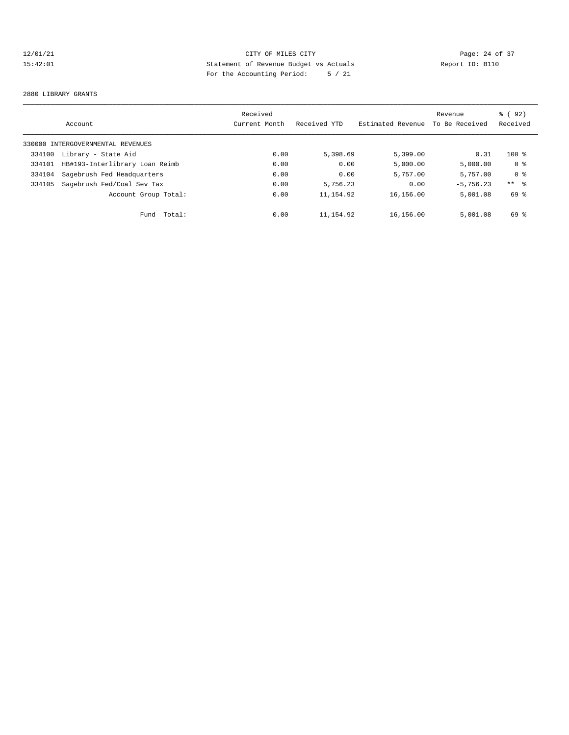CITY OF MILES CITY
Statement of Revenue Budget vs Actuals
For the Accounting Period: 5 / 21

12/01/21
15:42:01

Report ID: B110

2880 LIBRARY GRANTS

| | Account | Received Current Month | Received YTD | Estimated Revenue | Revenue To Be Received | % ( 92) Received |
|---|---|---|---|---|---|---|
| 330000 | INTERGOVERNMENTAL REVENUES | | | | | |
| 334100 | Library - State Aid | 0.00 | 5,398.69 | 5,399.00 | 0.31 | 100 % |
| 334101 | HB#193-Interlibrary Loan Reimb | 0.00 | 0.00 | 5,000.00 | 5,000.00 | 0 % |
| 334104 | Sagebrush Fed Headquarters | 0.00 | 0.00 | 5,757.00 | 5,757.00 | 0 % |
| 334105 | Sagebrush Fed/Coal Sev Tax | 0.00 | 5,756.23 | 0.00 | -5,756.23 | ** % |
| | Account Group Total: | 0.00 | 11,154.92 | 16,156.00 | 5,001.08 | 69 % |
| | Fund Total: | 0.00 | 11,154.92 | 16,156.00 | 5,001.08 | 69 % |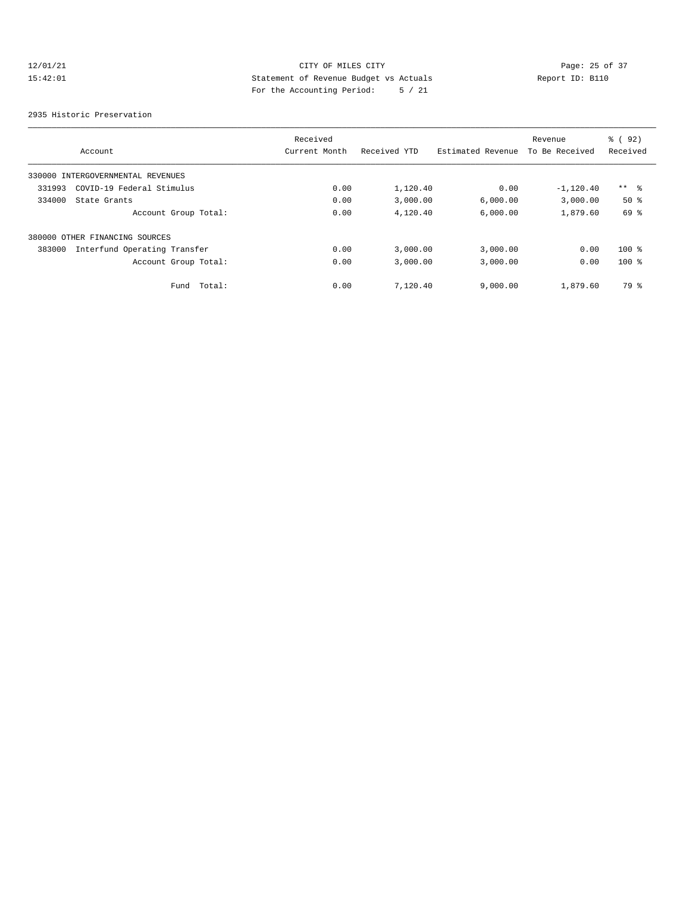CITY OF MILES CITY
Statement of Revenue Budget vs Actuals
For the Accounting Period: 5 / 21

12/01/21 15:42:01 Report ID: B110

2935 Historic Preservation

| Account | Received Current Month | Received YTD | Estimated Revenue | Revenue To Be Received | % ( 92) Received |
|---|---|---|---|---|---|
| 330000 INTERGOVERNMENTAL REVENUES | | | | | |
| 331993 COVID-19 Federal Stimulus | 0.00 | 1,120.40 | 0.00 | -1,120.40 | ** % |
| 334000 State Grants | 0.00 | 3,000.00 | 6,000.00 | 3,000.00 | 50 % |
| Account Group Total: | 0.00 | 4,120.40 | 6,000.00 | 1,879.60 | 69 % |
| 380000 OTHER FINANCING SOURCES | | | | | |
| 383000 Interfund Operating Transfer | 0.00 | 3,000.00 | 3,000.00 | 0.00 | 100 % |
| Account Group Total: | 0.00 | 3,000.00 | 3,000.00 | 0.00 | 100 % |
| Fund Total: | 0.00 | 7,120.40 | 9,000.00 | 1,879.60 | 79 % |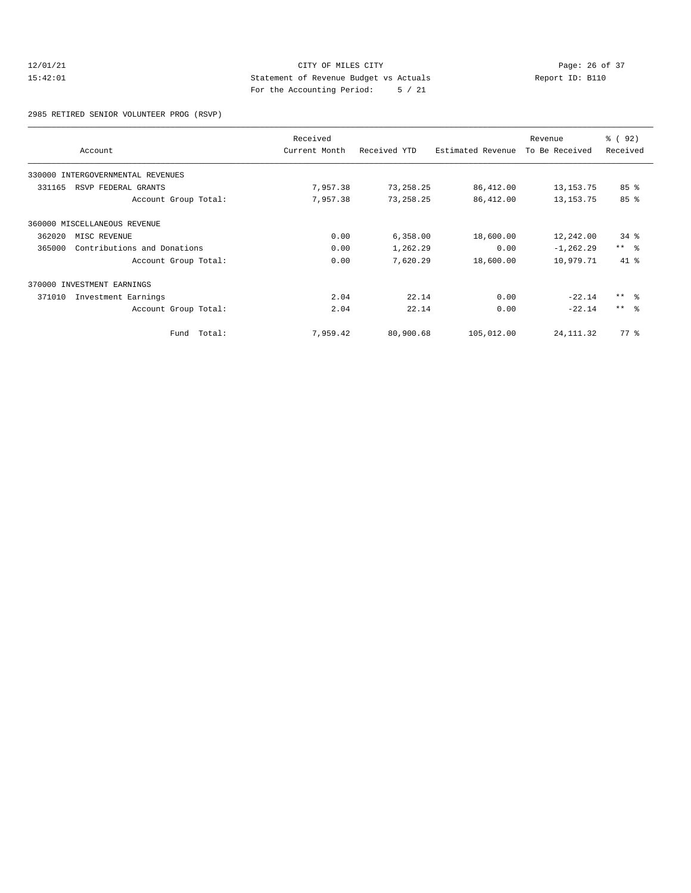CITY OF MILES CITY
Statement of Revenue Budget vs Actuals
For the Accounting Period: 5 / 21

12/01/21 15:42:01 — Report ID: B110

2985 RETIRED SENIOR VOLUNTEER PROG (RSVP)

| Account | Received Current Month | Received YTD | Estimated Revenue | Revenue To Be Received | % ( 92) Received |
|---|---|---|---|---|---|
| 330000 INTERGOVERNMENTAL REVENUES | | | | | |
| 331165 RSVP FEDERAL GRANTS | 7,957.38 | 73,258.25 | 86,412.00 | 13,153.75 | 85 % |
| Account Group Total: | 7,957.38 | 73,258.25 | 86,412.00 | 13,153.75 | 85 % |
| 360000 MISCELLANEOUS REVENUE | | | | | |
| 362020 MISC REVENUE | 0.00 | 6,358.00 | 18,600.00 | 12,242.00 | 34 % |
| 365000 Contributions and Donations | 0.00 | 1,262.29 | 0.00 | -1,262.29 | ** % |
| Account Group Total: | 0.00 | 7,620.29 | 18,600.00 | 10,979.71 | 41 % |
| 370000 INVESTMENT EARNINGS | | | | | |
| 371010 Investment Earnings | 2.04 | 22.14 | 0.00 | -22.14 | ** % |
| Account Group Total: | 2.04 | 22.14 | 0.00 | -22.14 | ** % |
| Fund Total: | 7,959.42 | 80,900.68 | 105,012.00 | 24,111.32 | 77 % |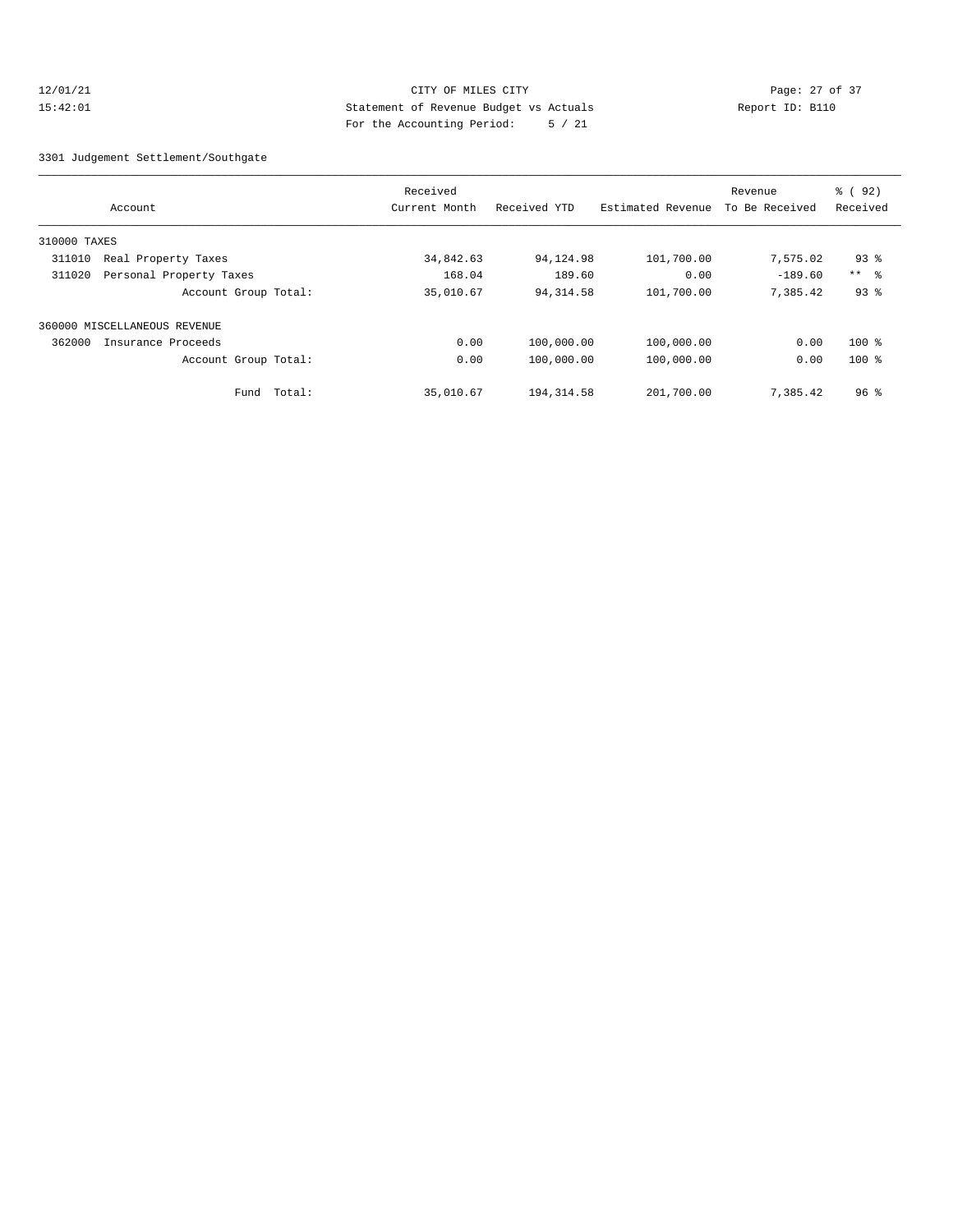CITY OF MILES CITY
Statement of Revenue Budget vs Actuals
For the Accounting Period: 5 / 21

12/01/21
15:42:01

Report ID: B110

3301 Judgement Settlement/Southgate

| Account | Received Current Month | Received YTD | Estimated Revenue | Revenue To Be Received | % ( 92) Received |
|---|---|---|---|---|---|
| 310000 TAXES | | | | | |
| 311010 Real Property Taxes | 34,842.63 | 94,124.98 | 101,700.00 | 7,575.02 | 93 % |
| 311020 Personal Property Taxes | 168.04 | 189.60 | 0.00 | -189.60 | ** % |
| Account Group Total: | 35,010.67 | 94,314.58 | 101,700.00 | 7,385.42 | 93 % |
| 360000 MISCELLANEOUS REVENUE | | | | | |
| 362000 Insurance Proceeds | 0.00 | 100,000.00 | 100,000.00 | 0.00 | 100 % |
| Account Group Total: | 0.00 | 100,000.00 | 100,000.00 | 0.00 | 100 % |
| Fund Total: | 35,010.67 | 194,314.58 | 201,700.00 | 7,385.42 | 96 % |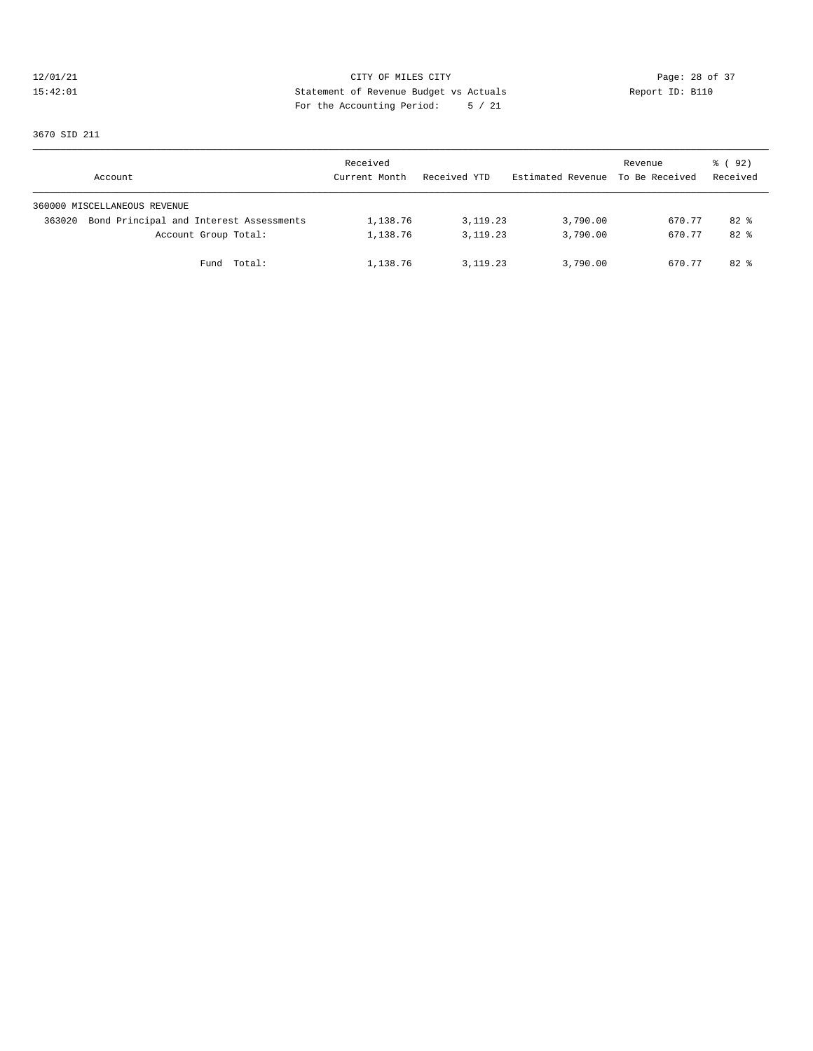CITY OF MILES CITY

Statement of Revenue Budget vs Actuals

For the Accounting Period: 5 / 21

12/01/21 15:42:01 Report ID: B110

3670 SID 211

| Account | Received Current Month | Received YTD | Estimated Revenue | Revenue To Be Received | % ( 92) Received |
|---|---|---|---|---|---|
| 360000 MISCELLANEOUS REVENUE | | | | | |
| 363020 Bond Principal and Interest Assessments | 1,138.76 | 3,119.23 | 3,790.00 | 670.77 | 82 % |
| Account Group Total: | 1,138.76 | 3,119.23 | 3,790.00 | 670.77 | 82 % |
| Fund Total: | 1,138.76 | 3,119.23 | 3,790.00 | 670.77 | 82 % |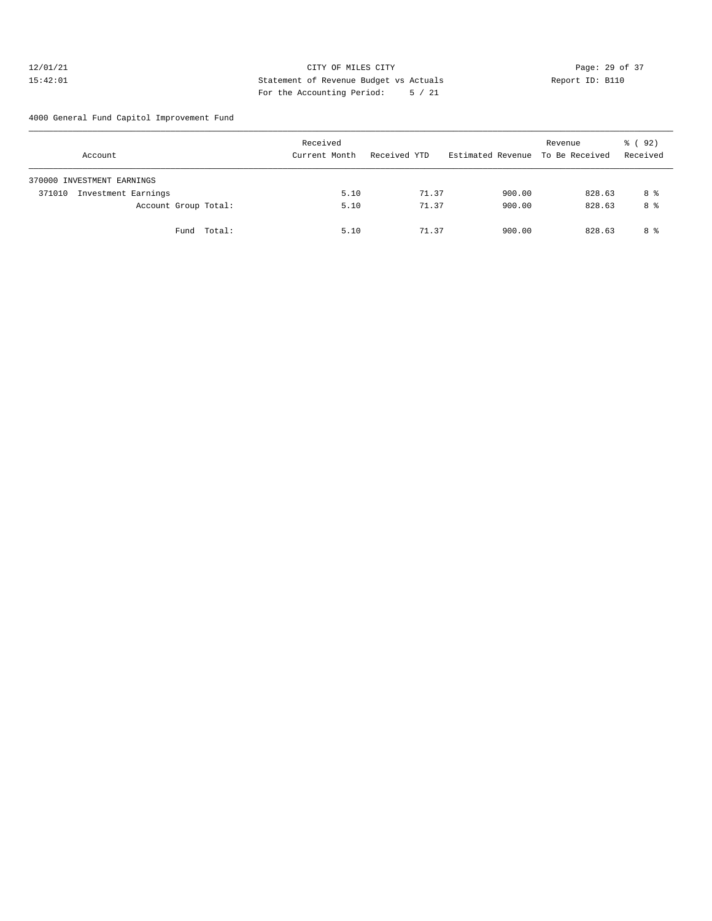CITY OF MILES CITY
Statement of Revenue Budget vs Actuals
For the Accounting Period: 5 / 21

12/01/21
15:42:01

Report ID: B110

4000 General Fund Capitol Improvement Fund

| Account | Received Current Month | Received YTD | Estimated Revenue | Revenue To Be Received | % ( 92) Received |
|---|---|---|---|---|---|
| 370000 INVESTMENT EARNINGS | | | | | |
| 371010 Investment Earnings | 5.10 | 71.37 | 900.00 | 828.63 | 8 % |
| Account Group Total: | 5.10 | 71.37 | 900.00 | 828.63 | 8 % |
| Fund Total: | 5.10 | 71.37 | 900.00 | 828.63 | 8 % |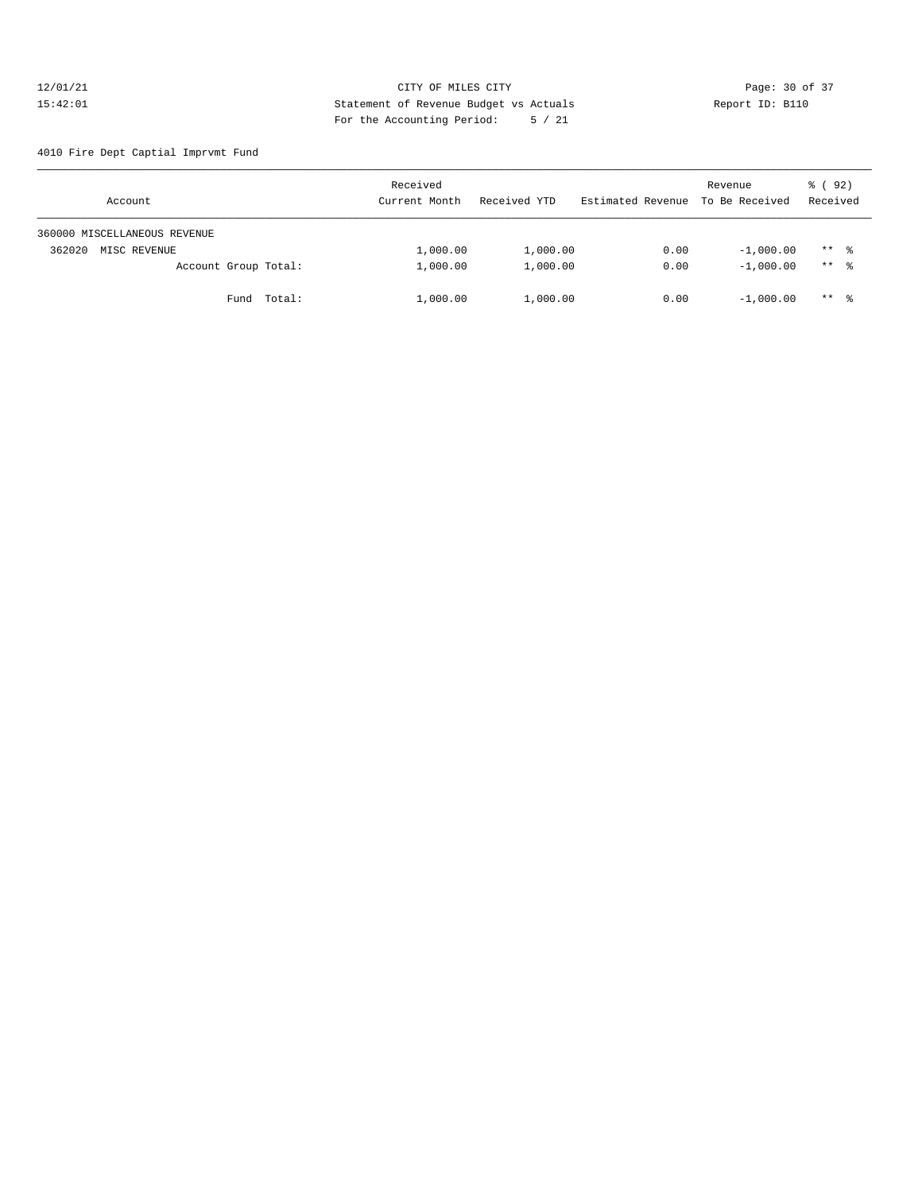CITY OF MILES CITY

Statement of Revenue Budget vs Actuals

For the Accounting Period: 5 / 21

12/01/21 15:42:01

Report ID: B110

4010 Fire Dept Captial Imprvmt Fund

| Account | Received Current Month | Received YTD | Estimated Revenue | Revenue To Be Received | % ( 92) Received |
|---|---|---|---|---|---|
| 360000 MISCELLANEOUS REVENUE | | | | | |
| 362020 MISC REVENUE | 1,000.00 | 1,000.00 | 0.00 | -1,000.00 | ** % |
| Account Group Total: | 1,000.00 | 1,000.00 | 0.00 | -1,000.00 | ** % |
| Fund Total: | 1,000.00 | 1,000.00 | 0.00 | -1,000.00 | ** % |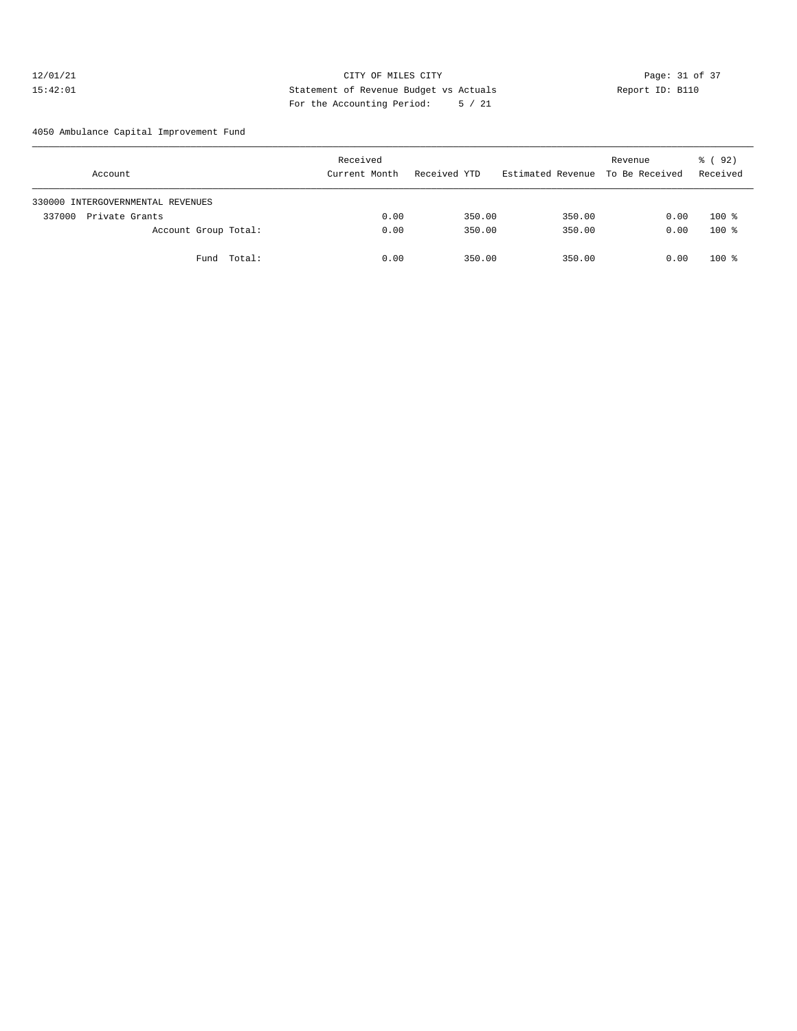CITY OF MILES CITY
Statement of Revenue Budget vs Actuals
For the Accounting Period: 5 / 21

12/01/21
15:42:01

Report ID: B110

4050 Ambulance Capital Improvement Fund

| Account | Received Current Month | Received YTD | Estimated Revenue | Revenue To Be Received | % ( 92) Received |
|---|---|---|---|---|---|
| 330000 INTERGOVERNMENTAL REVENUES | | | | | |
| 337000 Private Grants | 0.00 | 350.00 | 350.00 | 0.00 | 100 % |
| Account Group Total: | 0.00 | 350.00 | 350.00 | 0.00 | 100 % |
| Fund Total: | 0.00 | 350.00 | 350.00 | 0.00 | 100 % |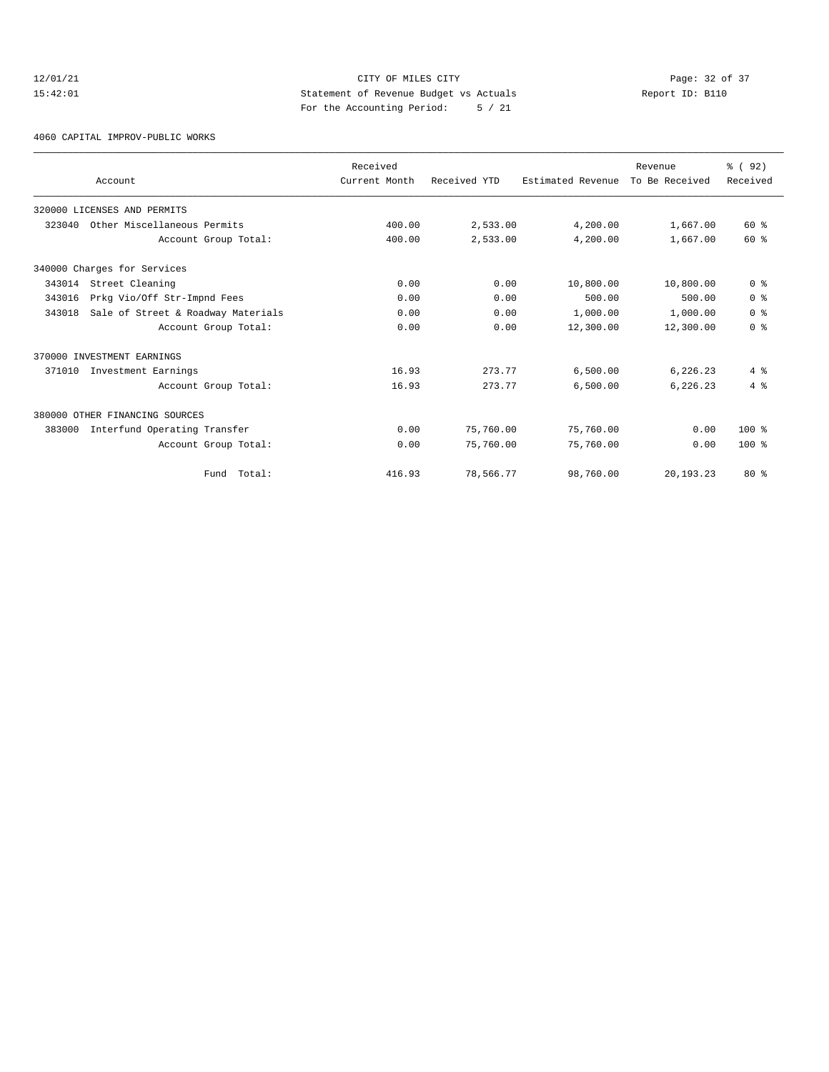CITY OF MILES CITY

Statement of Revenue Budget vs Actuals

For the Accounting Period: 5 / 21

4060 CAPITAL IMPROV-PUBLIC WORKS

| Account | Received Current Month | Received YTD | Estimated Revenue | Revenue To Be Received | % ( 92) Received |
|---|---|---|---|---|---|
| 320000 LICENSES AND PERMITS | | | | | |
| 323040 Other Miscellaneous Permits | 400.00 | 2,533.00 | 4,200.00 | 1,667.00 | 60 % |
| Account Group Total: | 400.00 | 2,533.00 | 4,200.00 | 1,667.00 | 60 % |
| 340000 Charges for Services | | | | | |
| 343014 Street Cleaning | 0.00 | 0.00 | 10,800.00 | 10,800.00 | 0 % |
| 343016 Prkg Vio/Off Str-Impnd Fees | 0.00 | 0.00 | 500.00 | 500.00 | 0 % |
| 343018 Sale of Street & Roadway Materials | 0.00 | 0.00 | 1,000.00 | 1,000.00 | 0 % |
| Account Group Total: | 0.00 | 0.00 | 12,300.00 | 12,300.00 | 0 % |
| 370000 INVESTMENT EARNINGS | | | | | |
| 371010 Investment Earnings | 16.93 | 273.77 | 6,500.00 | 6,226.23 | 4 % |
| Account Group Total: | 16.93 | 273.77 | 6,500.00 | 6,226.23 | 4 % |
| 380000 OTHER FINANCING SOURCES | | | | | |
| 383000 Interfund Operating Transfer | 0.00 | 75,760.00 | 75,760.00 | 0.00 | 100 % |
| Account Group Total: | 0.00 | 75,760.00 | 75,760.00 | 0.00 | 100 % |
| Fund Total: | 416.93 | 78,566.77 | 98,760.00 | 20,193.23 | 80 % |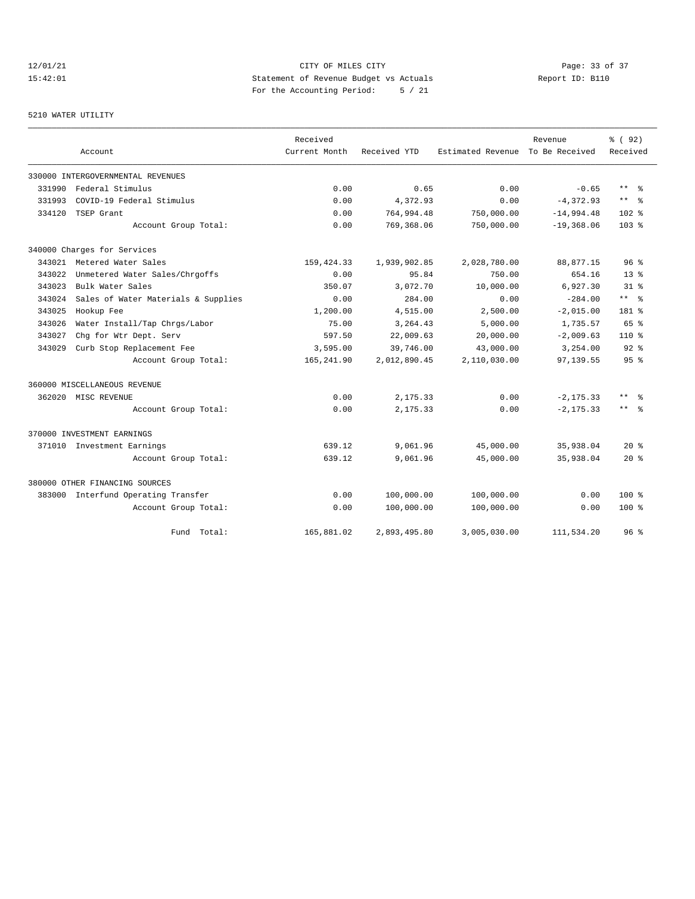CITY OF MILES CITY
Statement of Revenue Budget vs Actuals
For the Accounting Period: 5 / 21

12/01/21
15:42:01

Report ID: B110

5210 WATER UTILITY

| Account | Received Current Month | Received YTD | Estimated Revenue | Revenue To Be Received | % (92) Received |
|---|---|---|---|---|---|
| 330000 INTERGOVERNMENTAL REVENUES | | | | | |
| 331990 Federal Stimulus | 0.00 | 0.65 | 0.00 | -0.65 | ** % |
| 331993 COVID-19 Federal Stimulus | 0.00 | 4,372.93 | 0.00 | -4,372.93 | ** % |
| 334120 TSEP Grant | 0.00 | 764,994.48 | 750,000.00 | -14,994.48 | 102 % |
| Account Group Total: | 0.00 | 769,368.06 | 750,000.00 | -19,368.06 | 103 % |
| 340000 Charges for Services | | | | | |
| 343021 Metered Water Sales | 159,424.33 | 1,939,902.85 | 2,028,780.00 | 88,877.15 | 96 % |
| 343022 Unmetered Water Sales/Chrgoffs | 0.00 | 95.84 | 750.00 | 654.16 | 13 % |
| 343023 Bulk Water Sales | 350.07 | 3,072.70 | 10,000.00 | 6,927.30 | 31 % |
| 343024 Sales of Water Materials & Supplies | 0.00 | 284.00 | 0.00 | -284.00 | ** % |
| 343025 Hookup Fee | 1,200.00 | 4,515.00 | 2,500.00 | -2,015.00 | 181 % |
| 343026 Water Install/Tap Chrgs/Labor | 75.00 | 3,264.43 | 5,000.00 | 1,735.57 | 65 % |
| 343027 Chg for Wtr Dept. Serv | 597.50 | 22,009.63 | 20,000.00 | -2,009.63 | 110 % |
| 343029 Curb Stop Replacement Fee | 3,595.00 | 39,746.00 | 43,000.00 | 3,254.00 | 92 % |
| Account Group Total: | 165,241.90 | 2,012,890.45 | 2,110,030.00 | 97,139.55 | 95 % |
| 360000 MISCELLANEOUS REVENUE | | | | | |
| 362020 MISC REVENUE | 0.00 | 2,175.33 | 0.00 | -2,175.33 | ** % |
| Account Group Total: | 0.00 | 2,175.33 | 0.00 | -2,175.33 | ** % |
| 370000 INVESTMENT EARNINGS | | | | | |
| 371010 Investment Earnings | 639.12 | 9,061.96 | 45,000.00 | 35,938.04 | 20 % |
| Account Group Total: | 639.12 | 9,061.96 | 45,000.00 | 35,938.04 | 20 % |
| 380000 OTHER FINANCING SOURCES | | | | | |
| 383000 Interfund Operating Transfer | 0.00 | 100,000.00 | 100,000.00 | 0.00 | 100 % |
| Account Group Total: | 0.00 | 100,000.00 | 100,000.00 | 0.00 | 100 % |
| Fund Total: | 165,881.02 | 2,893,495.80 | 3,005,030.00 | 111,534.20 | 96 % |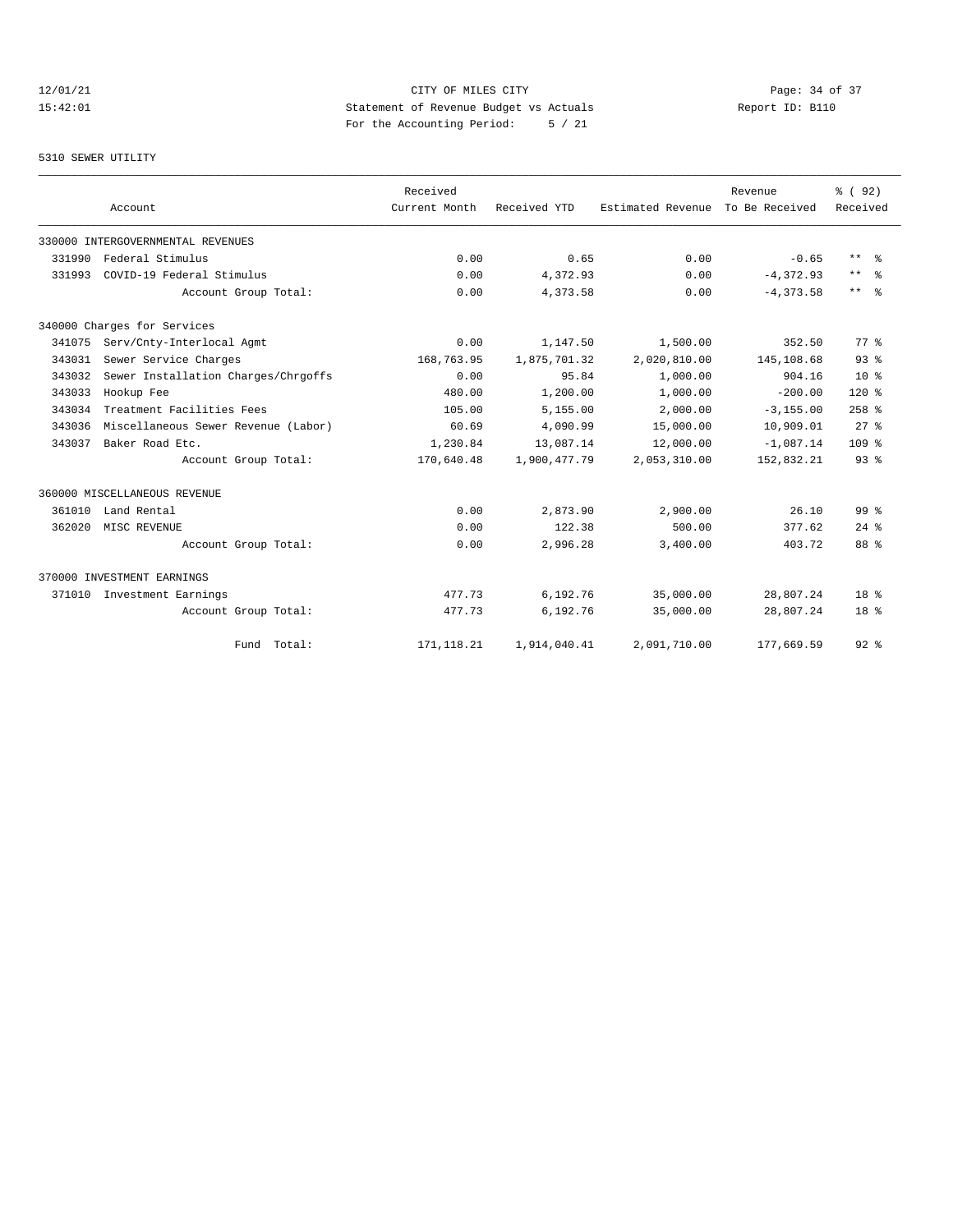CITY OF MILES CITY

Statement of Revenue Budget vs Actuals

For the Accounting Period: 5 / 21

12/01/21
15:42:01

Report ID: B110

5310 SEWER UTILITY

| Account | | Received Current Month | Received YTD | Estimated Revenue | Revenue To Be Received | % ( 92) Received |
|---|---|---|---|---|---|---|
| 330000 INTERGOVERNMENTAL REVENUES | | | | | | |
| 331990 | Federal Stimulus | 0.00 | 0.65 | 0.00 | -0.65 | ** % |
| 331993 | COVID-19 Federal Stimulus | 0.00 | 4,372.93 | 0.00 | -4,372.93 | ** % |
| | Account Group Total: | 0.00 | 4,373.58 | 0.00 | -4,373.58 | ** % |
| 340000 Charges for Services | | | | | | |
| 341075 | Serv/Cnty-Interlocal Agmt | 0.00 | 1,147.50 | 1,500.00 | 352.50 | 77 % |
| 343031 | Sewer Service Charges | 168,763.95 | 1,875,701.32 | 2,020,810.00 | 145,108.68 | 93 % |
| 343032 | Sewer Installation Charges/Chrgoffs | 0.00 | 95.84 | 1,000.00 | 904.16 | 10 % |
| 343033 | Hookup Fee | 480.00 | 1,200.00 | 1,000.00 | -200.00 | 120 % |
| 343034 | Treatment Facilities Fees | 105.00 | 5,155.00 | 2,000.00 | -3,155.00 | 258 % |
| 343036 | Miscellaneous Sewer Revenue (Labor) | 60.69 | 4,090.99 | 15,000.00 | 10,909.01 | 27 % |
| 343037 | Baker Road Etc. | 1,230.84 | 13,087.14 | 12,000.00 | -1,087.14 | 109 % |
| | Account Group Total: | 170,640.48 | 1,900,477.79 | 2,053,310.00 | 152,832.21 | 93 % |
| 360000 MISCELLANEOUS REVENUE | | | | | | |
| 361010 | Land Rental | 0.00 | 2,873.90 | 2,900.00 | 26.10 | 99 % |
| 362020 | MISC REVENUE | 0.00 | 122.38 | 500.00 | 377.62 | 24 % |
| | Account Group Total: | 0.00 | 2,996.28 | 3,400.00 | 403.72 | 88 % |
| 370000 INVESTMENT EARNINGS | | | | | | |
| 371010 | Investment Earnings | 477.73 | 6,192.76 | 35,000.00 | 28,807.24 | 18 % |
| | Account Group Total: | 477.73 | 6,192.76 | 35,000.00 | 28,807.24 | 18 % |
| | Fund Total: | 171,118.21 | 1,914,040.41 | 2,091,710.00 | 177,669.59 | 92 % |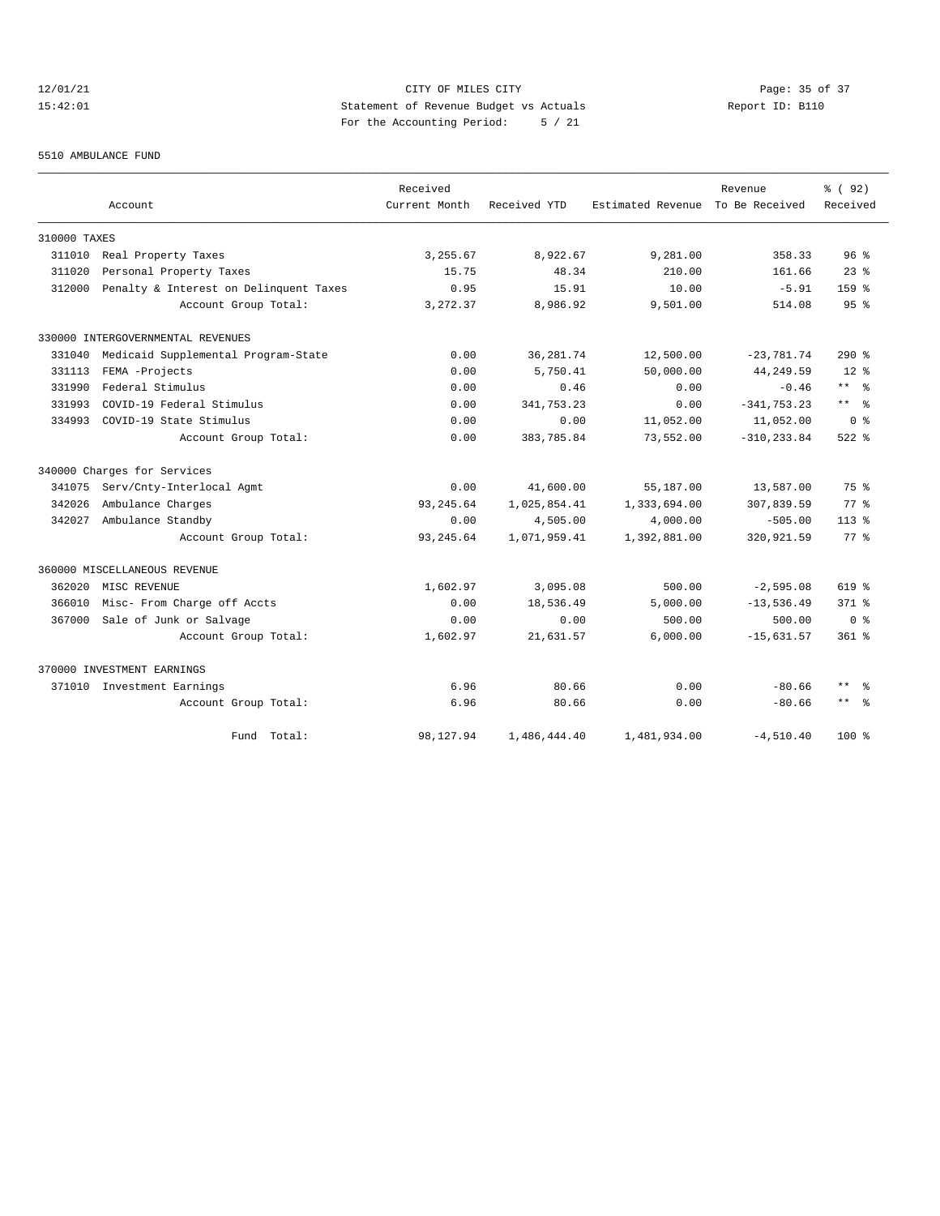CITY OF MILES CITY
Statement of Revenue Budget vs Actuals
For the Accounting Period: 5 / 21

12/01/21 15:42:01 — Report ID: B110

5510 AMBULANCE FUND

| Account | | Received Current Month | Received YTD | Estimated Revenue | Revenue To Be Received | % ( 92) Received |
|---|---|---|---|---|---|---|
| 310000 TAXES | | | | | | |
| 311010 | Real Property Taxes | 3,255.67 | 8,922.67 | 9,281.00 | 358.33 | 96 % |
| 311020 | Personal Property Taxes | 15.75 | 48.34 | 210.00 | 161.66 | 23 % |
| 312000 | Penalty & Interest on Delinquent Taxes | 0.95 | 15.91 | 10.00 | -5.91 | 159 % |
| | Account Group Total: | 3,272.37 | 8,986.92 | 9,501.00 | 514.08 | 95 % |
| 330000 INTERGOVERNMENTAL REVENUES | | | | | | |
| 331040 | Medicaid Supplemental Program-State | 0.00 | 36,281.74 | 12,500.00 | -23,781.74 | 290 % |
| 331113 | FEMA -Projects | 0.00 | 5,750.41 | 50,000.00 | 44,249.59 | 12 % |
| 331990 | Federal Stimulus | 0.00 | 0.46 | 0.00 | -0.46 | ** % |
| 331993 | COVID-19 Federal Stimulus | 0.00 | 341,753.23 | 0.00 | -341,753.23 | ** % |
| 334993 | COVID-19 State Stimulus | 0.00 | 0.00 | 11,052.00 | 11,052.00 | 0 % |
| | Account Group Total: | 0.00 | 383,785.84 | 73,552.00 | -310,233.84 | 522 % |
| 340000 Charges for Services | | | | | | |
| 341075 | Serv/Cnty-Interlocal Agmt | 0.00 | 41,600.00 | 55,187.00 | 13,587.00 | 75 % |
| 342026 | Ambulance Charges | 93,245.64 | 1,025,854.41 | 1,333,694.00 | 307,839.59 | 77 % |
| 342027 | Ambulance Standby | 0.00 | 4,505.00 | 4,000.00 | -505.00 | 113 % |
| | Account Group Total: | 93,245.64 | 1,071,959.41 | 1,392,881.00 | 320,921.59 | 77 % |
| 360000 MISCELLANEOUS REVENUE | | | | | | |
| 362020 | MISC REVENUE | 1,602.97 | 3,095.08 | 500.00 | -2,595.08 | 619 % |
| 366010 | Misc- From Charge off Accts | 0.00 | 18,536.49 | 5,000.00 | -13,536.49 | 371 % |
| 367000 | Sale of Junk or Salvage | 0.00 | 0.00 | 500.00 | 500.00 | 0 % |
| | Account Group Total: | 1,602.97 | 21,631.57 | 6,000.00 | -15,631.57 | 361 % |
| 370000 INVESTMENT EARNINGS | | | | | | |
| 371010 | Investment Earnings | 6.96 | 80.66 | 0.00 | -80.66 | ** % |
| | Account Group Total: | 6.96 | 80.66 | 0.00 | -80.66 | ** % |
| | Fund Total: | 98,127.94 | 1,486,444.40 | 1,481,934.00 | -4,510.40 | 100 % |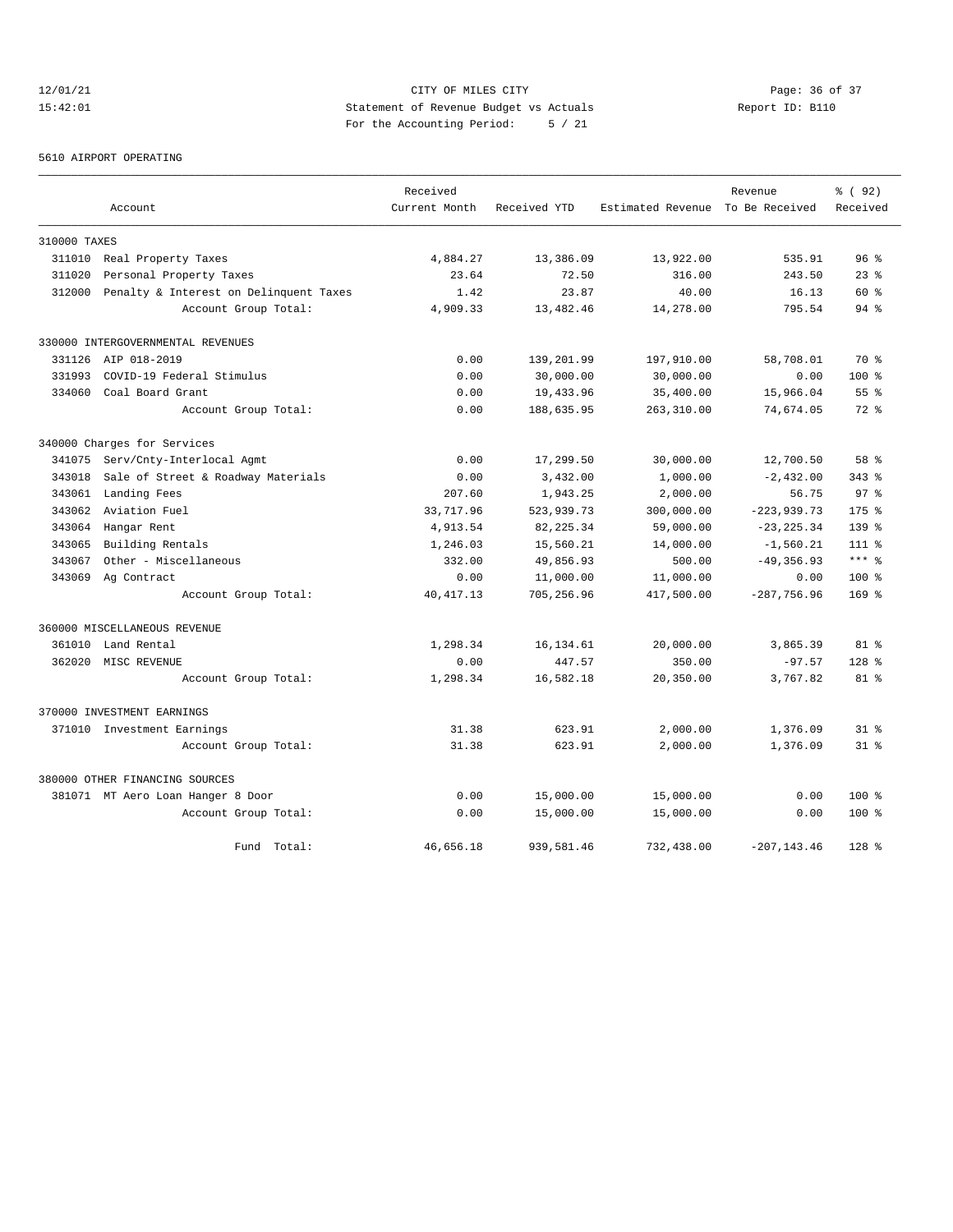CITY OF MILES CITY
Statement of Revenue Budget vs Actuals
For the Accounting Period: 5 / 21

12/01/21
15:42:01

Report ID: B110

5610 AIRPORT OPERATING

| Account | | Received Current Month | Received YTD | Estimated Revenue | Revenue To Be Received | % ( 92) Received |
|---|---|---|---|---|---|---|
| 310000 TAXES | | | | | | |
| 311010 | Real Property Taxes | 4,884.27 | 13,386.09 | 13,922.00 | 535.91 | 96 % |
| 311020 | Personal Property Taxes | 23.64 | 72.50 | 316.00 | 243.50 | 23 % |
| 312000 | Penalty & Interest on Delinquent Taxes | 1.42 | 23.87 | 40.00 | 16.13 | 60 % |
| | Account Group Total: | 4,909.33 | 13,482.46 | 14,278.00 | 795.54 | 94 % |
| 330000 INTERGOVERNMENTAL REVENUES | | | | | | |
| 331126 | AIP 018-2019 | 0.00 | 139,201.99 | 197,910.00 | 58,708.01 | 70 % |
| 331993 | COVID-19 Federal Stimulus | 0.00 | 30,000.00 | 30,000.00 | 0.00 | 100 % |
| 334060 | Coal Board Grant | 0.00 | 19,433.96 | 35,400.00 | 15,966.04 | 55 % |
| | Account Group Total: | 0.00 | 188,635.95 | 263,310.00 | 74,674.05 | 72 % |
| 340000 Charges for Services | | | | | | |
| 341075 | Serv/Cnty-Interlocal Agmt | 0.00 | 17,299.50 | 30,000.00 | 12,700.50 | 58 % |
| 343018 | Sale of Street & Roadway Materials | 0.00 | 3,432.00 | 1,000.00 | -2,432.00 | 343 % |
| 343061 | Landing Fees | 207.60 | 1,943.25 | 2,000.00 | 56.75 | 97 % |
| 343062 | Aviation Fuel | 33,717.96 | 523,939.73 | 300,000.00 | -223,939.73 | 175 % |
| 343064 | Hangar Rent | 4,913.54 | 82,225.34 | 59,000.00 | -23,225.34 | 139 % |
| 343065 | Building Rentals | 1,246.03 | 15,560.21 | 14,000.00 | -1,560.21 | 111 % |
| 343067 | Other - Miscellaneous | 332.00 | 49,856.93 | 500.00 | -49,356.93 | *** % |
| 343069 | Ag Contract | 0.00 | 11,000.00 | 11,000.00 | 0.00 | 100 % |
| | Account Group Total: | 40,417.13 | 705,256.96 | 417,500.00 | -287,756.96 | 169 % |
| 360000 MISCELLANEOUS REVENUE | | | | | | |
| 361010 | Land Rental | 1,298.34 | 16,134.61 | 20,000.00 | 3,865.39 | 81 % |
| 362020 | MISC REVENUE | 0.00 | 447.57 | 350.00 | -97.57 | 128 % |
| | Account Group Total: | 1,298.34 | 16,582.18 | 20,350.00 | 3,767.82 | 81 % |
| 370000 INVESTMENT EARNINGS | | | | | | |
| 371010 | Investment Earnings | 31.38 | 623.91 | 2,000.00 | 1,376.09 | 31 % |
| | Account Group Total: | 31.38 | 623.91 | 2,000.00 | 1,376.09 | 31 % |
| 380000 OTHER FINANCING SOURCES | | | | | | |
| 381071 | MT Aero Loan Hanger 8 Door | 0.00 | 15,000.00 | 15,000.00 | 0.00 | 100 % |
| | Account Group Total: | 0.00 | 15,000.00 | 15,000.00 | 0.00 | 100 % |
| | Fund Total: | 46,656.18 | 939,581.46 | 732,438.00 | -207,143.46 | 128 % |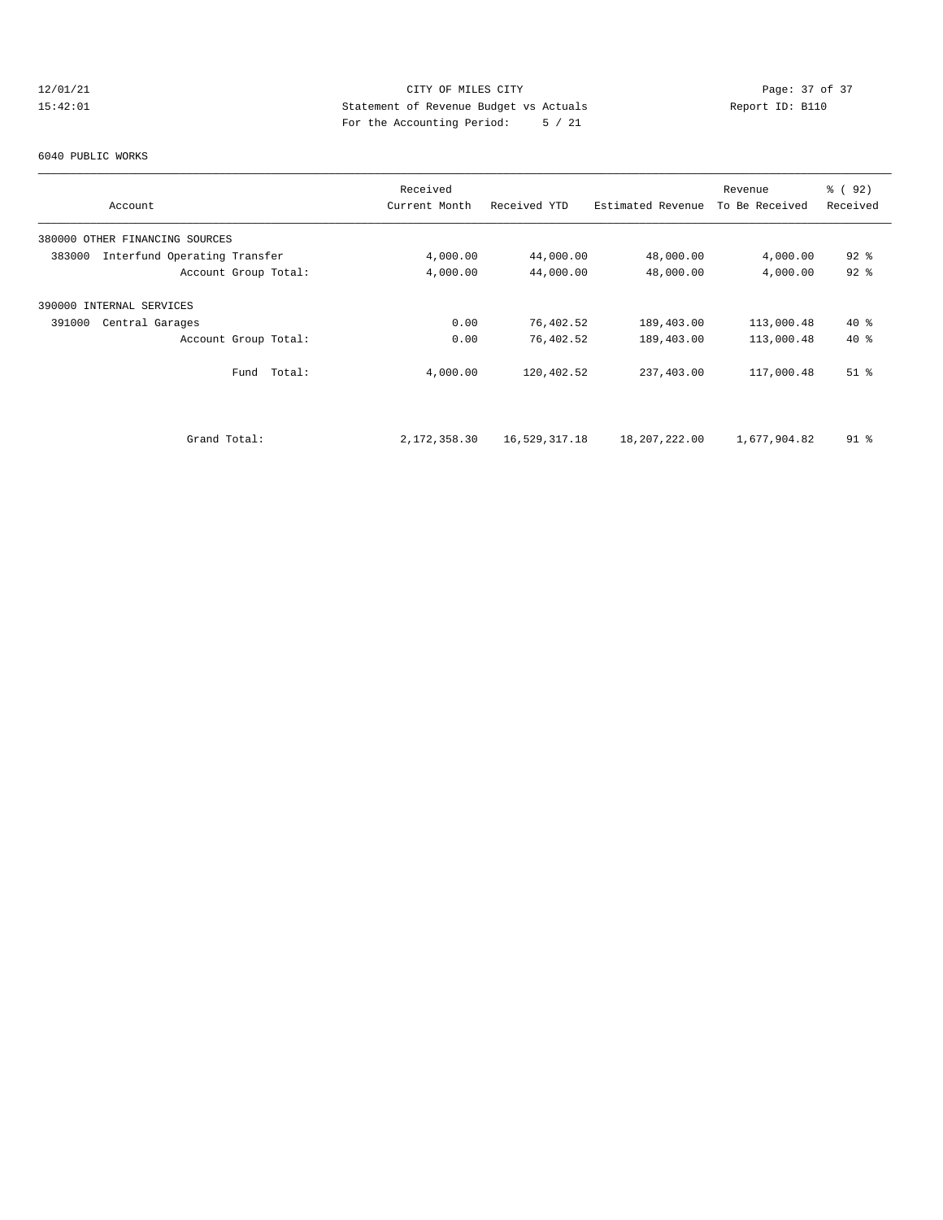CITY OF MILES CITY

Statement of Revenue Budget vs Actuals

For the Accounting Period: 5 / 21

12/01/21
15:42:01

Report ID: B110

6040 PUBLIC WORKS

| Account | Received Current Month | Received YTD | Estimated Revenue | Revenue To Be Received | % ( 92) Received |
|---|---|---|---|---|---|
| 380000 OTHER FINANCING SOURCES | | | | | |
| 383000 Interfund Operating Transfer | 4,000.00 | 44,000.00 | 48,000.00 | 4,000.00 | 92 % |
| Account Group Total: | 4,000.00 | 44,000.00 | 48,000.00 | 4,000.00 | 92 % |
| 390000 INTERNAL SERVICES | | | | | |
| 391000 Central Garages | 0.00 | 76,402.52 | 189,403.00 | 113,000.48 | 40 % |
| Account Group Total: | 0.00 | 76,402.52 | 189,403.00 | 113,000.48 | 40 % |
| Fund Total: | 4,000.00 | 120,402.52 | 237,403.00 | 117,000.48 | 51 % |
| Grand Total: | 2,172,358.30 | 16,529,317.18 | 18,207,222.00 | 1,677,904.82 | 91 % |